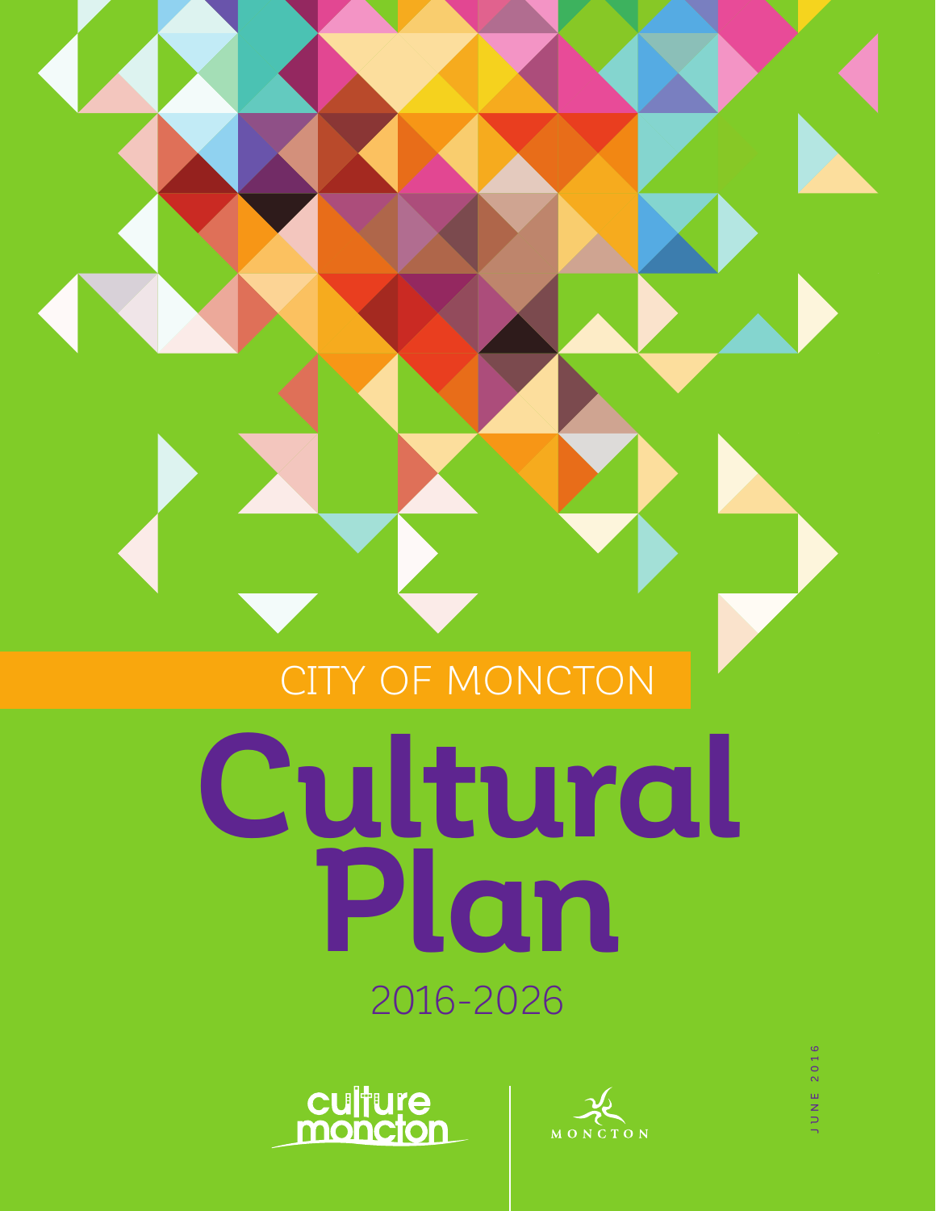CITY OF MONCTON

# Cultural Plan

2016-2026

culture moncton

MONCTON

JUNE 2016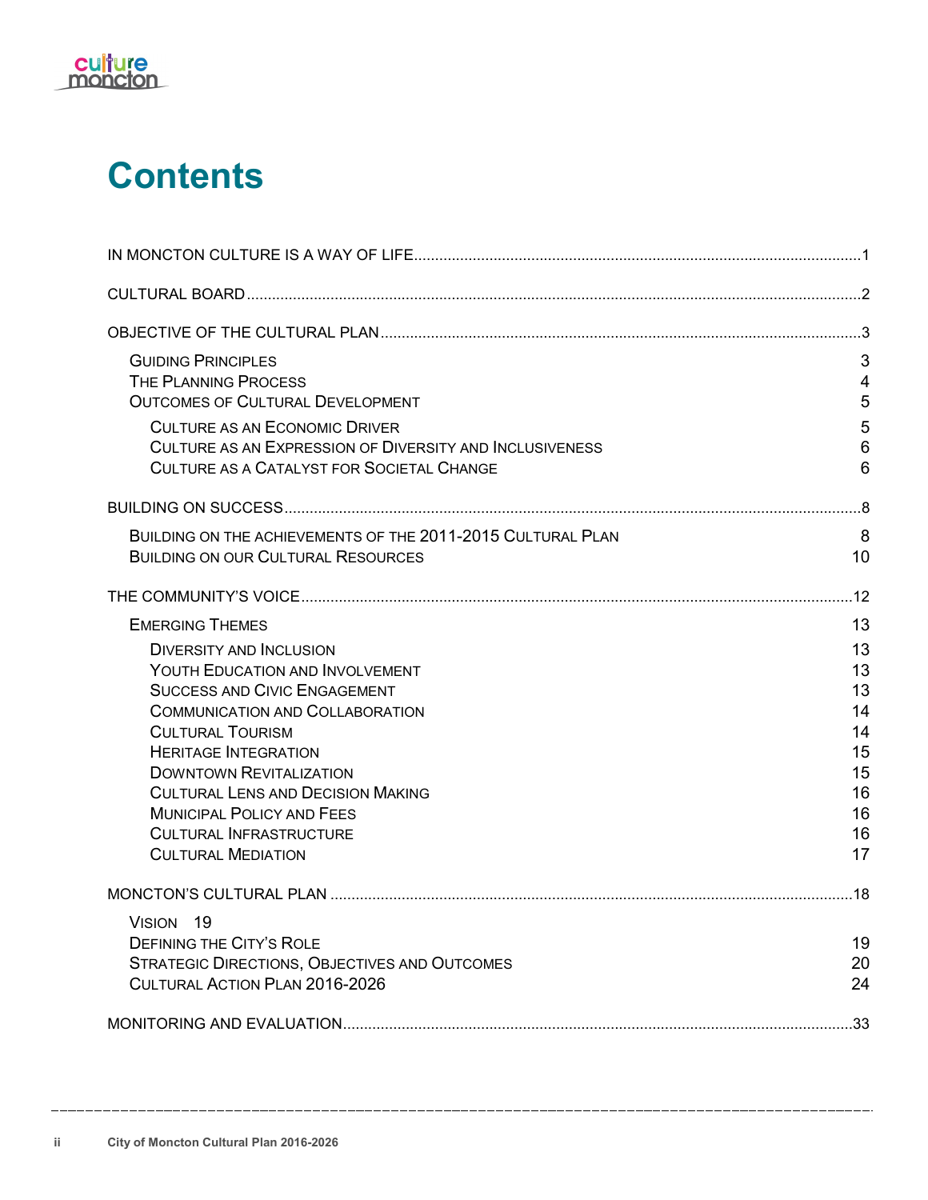# Contents

IN MONCTON CULTURE IS A WAY OF LIFE ..... 1

CULTURAL BOARD ..... 2

OBJECTIVE OF THE CULTURAL PLAN ..... 3

- GUIDING PRINCIPLES 3
- THE PLANNING PROCESS 4
- OUTCOMES OF CULTURAL DEVELOPMENT 5
  - CULTURE AS AN ECONOMIC DRIVER 5
  - CULTURE AS AN EXPRESSION OF DIVERSITY AND INCLUSIVENESS 6
  - CULTURE AS A CATALYST FOR SOCIETAL CHANGE 6

BUILDING ON SUCCESS ..... 8

- BUILDING ON THE ACHIEVEMENTS OF THE 2011-2015 CULTURAL PLAN 8
- BUILDING ON OUR CULTURAL RESOURCES 10

THE COMMUNITY'S VOICE ..... 12

- EMERGING THEMES 13
  - DIVERSITY AND INCLUSION 13
  - YOUTH EDUCATION AND INVOLVEMENT 13
  - SUCCESS AND CIVIC ENGAGEMENT 13
  - COMMUNICATION AND COLLABORATION 14
  - CULTURAL TOURISM 14
  - HERITAGE INTEGRATION 15
  - DOWNTOWN REVITALIZATION 15
  - CULTURAL LENS AND DECISION MAKING 16
  - MUNICIPAL POLICY AND FEES 16
  - CULTURAL INFRASTRUCTURE 16
  - CULTURAL MEDIATION 17

MONCTON'S CULTURAL PLAN ..... 18

- VISION 19
- DEFINING THE CITY'S ROLE 19
- STRATEGIC DIRECTIONS, OBJECTIVES AND OUTCOMES 20
- CULTURAL ACTION PLAN 2016-2026 24

MONITORING AND EVALUATION ..... 33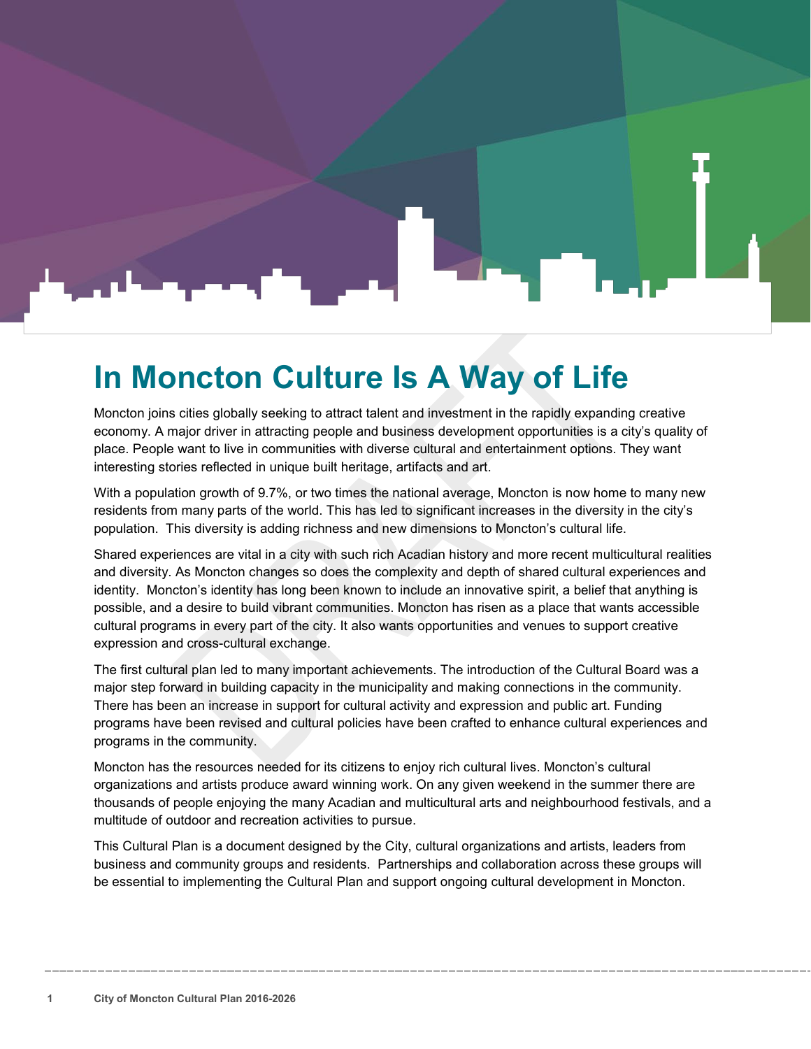# In Moncton Culture Is A Way of Life

Moncton joins cities globally seeking to attract talent and investment in the rapidly expanding creative economy. A major driver in attracting people and business development opportunities is a city's quality of place. People want to live in communities with diverse cultural and entertainment options. They want interesting stories reflected in unique built heritage, artifacts and art.

With a population growth of 9.7%, or two times the national average, Moncton is now home to many new residents from many parts of the world. This has led to significant increases in the diversity in the city's population. This diversity is adding richness and new dimensions to Moncton's cultural life.

Shared experiences are vital in a city with such rich Acadian history and more recent multicultural realities and diversity. As Moncton changes so does the complexity and depth of shared cultural experiences and identity. Moncton's identity has long been known to include an innovative spirit, a belief that anything is possible, and a desire to build vibrant communities. Moncton has risen as a place that wants accessible cultural programs in every part of the city. It also wants opportunities and venues to support creative expression and cross-cultural exchange.

The first cultural plan led to many important achievements. The introduction of the Cultural Board was a major step forward in building capacity in the municipality and making connections in the community. There has been an increase in support for cultural activity and expression and public art. Funding programs have been revised and cultural policies have been crafted to enhance cultural experiences and programs in the community.

Moncton has the resources needed for its citizens to enjoy rich cultural lives. Moncton's cultural organizations and artists produce award winning work. On any given weekend in the summer there are thousands of people enjoying the many Acadian and multicultural arts and neighbourhood festivals, and a multitude of outdoor and recreation activities to pursue.

This Cultural Plan is a document designed by the City, cultural organizations and artists, leaders from business and community groups and residents. Partnerships and collaboration across these groups will be essential to implementing the Cultural Plan and support ongoing cultural development in Moncton.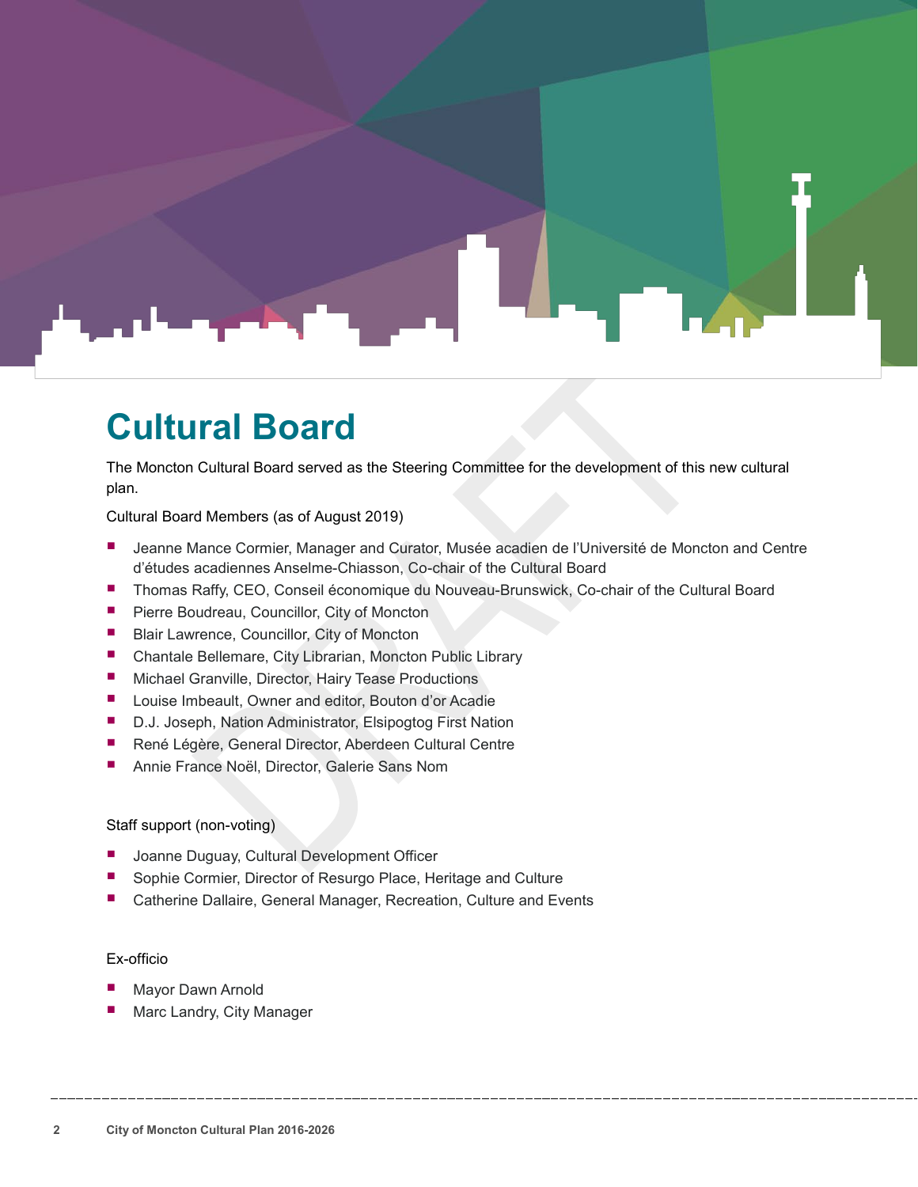# Cultural Board

The Moncton Cultural Board served as the Steering Committee for the development of this new cultural plan.

Cultural Board Members (as of August 2019)

- Jeanne Mance Cormier, Manager and Curator, Musée acadien de l'Université de Moncton and Centre d'études acadiennes Anselme-Chiasson, Co-chair of the Cultural Board
- Thomas Raffy, CEO, Conseil économique du Nouveau-Brunswick, Co-chair of the Cultural Board
- Pierre Boudreau, Councillor, City of Moncton
- Blair Lawrence, Councillor, City of Moncton
- Chantale Bellemare, City Librarian, Moncton Public Library
- Michael Granville, Director, Hairy Tease Productions
- Louise Imbeault, Owner and editor, Bouton d'or Acadie
- D.J. Joseph, Nation Administrator, Elsipogtog First Nation
- René Légère, General Director, Aberdeen Cultural Centre
- Annie France Noël, Director, Galerie Sans Nom

Staff support (non-voting)

- Joanne Duguay, Cultural Development Officer
- Sophie Cormier, Director of Resurgo Place, Heritage and Culture
- Catherine Dallaire, General Manager, Recreation, Culture and Events

Ex-officio

- Mayor Dawn Arnold
- Marc Landry, City Manager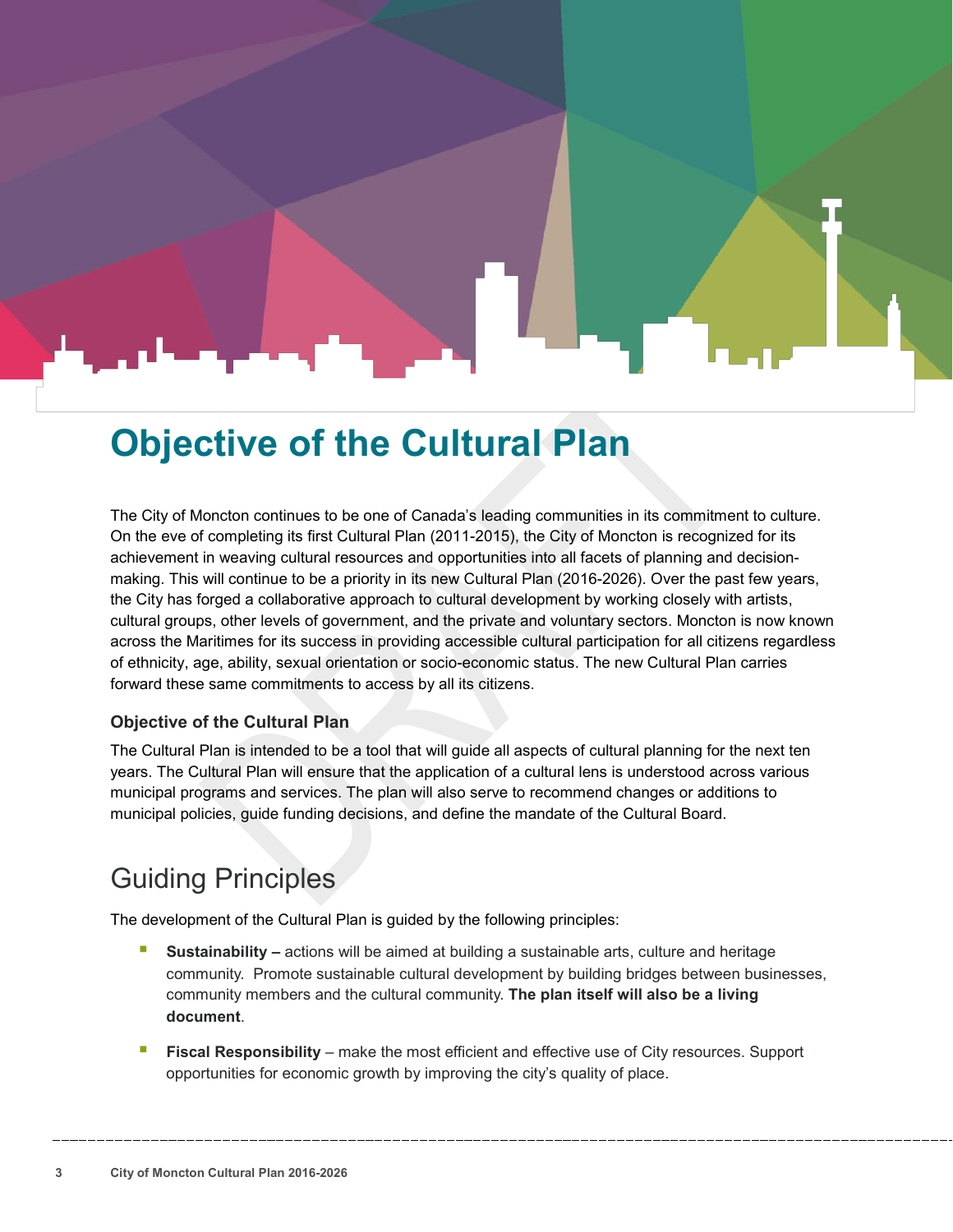# Objective of the Cultural Plan

The City of Moncton continues to be one of Canada's leading communities in its commitment to culture. On the eve of completing its first Cultural Plan (2011-2015), the City of Moncton is recognized for its achievement in weaving cultural resources and opportunities into all facets of planning and decision-making. This will continue to be a priority in its new Cultural Plan (2016-2026). Over the past few years, the City has forged a collaborative approach to cultural development by working closely with artists, cultural groups, other levels of government, and the private and voluntary sectors. Moncton is now known across the Maritimes for its success in providing accessible cultural participation for all citizens regardless of ethnicity, age, ability, sexual orientation or socio-economic status. The new Cultural Plan carries forward these same commitments to access by all its citizens.

### Objective of the Cultural Plan

The Cultural Plan is intended to be a tool that will guide all aspects of cultural planning for the next ten years. The Cultural Plan will ensure that the application of a cultural lens is understood across various municipal programs and services. The plan will also serve to recommend changes or additions to municipal policies, guide funding decisions, and define the mandate of the Cultural Board.

## Guiding Principles

The development of the Cultural Plan is guided by the following principles:

- **Sustainability –** actions will be aimed at building a sustainable arts, culture and heritage community. Promote sustainable cultural development by building bridges between businesses, community members and the cultural community. **The plan itself will also be a living document**.
- **Fiscal Responsibility** – make the most efficient and effective use of City resources. Support opportunities for economic growth by improving the city's quality of place.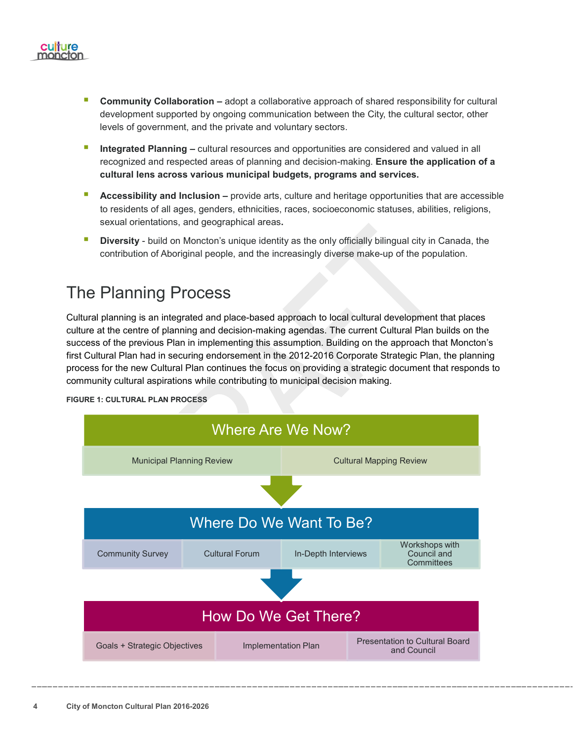- **Community Collaboration –** adopt a collaborative approach of shared responsibility for cultural development supported by ongoing communication between the City, the cultural sector, other levels of government, and the private and voluntary sectors.
- **Integrated Planning –** cultural resources and opportunities are considered and valued in all recognized and respected areas of planning and decision-making. **Ensure the application of a cultural lens across various municipal budgets, programs and services.**
- **Accessibility and Inclusion –** provide arts, culture and heritage opportunities that are accessible to residents of all ages, genders, ethnicities, races, socioeconomic statuses, abilities, religions, sexual orientations, and geographical areas**.**
- **Diversity** - build on Moncton's unique identity as the only officially bilingual city in Canada, the contribution of Aboriginal people, and the increasingly diverse make-up of the population.

## The Planning Process

Cultural planning is an integrated and place-based approach to local cultural development that places culture at the centre of planning and decision-making agendas. The current Cultural Plan builds on the success of the previous Plan in implementing this assumption. Building on the approach that Moncton's first Cultural Plan had in securing endorsement in the 2012-2016 Corporate Strategic Plan, the planning process for the new Cultural Plan continues the focus on providing a strategic document that responds to community cultural aspirations while contributing to municipal decision making.

**FIGURE 1: CULTURAL PLAN PROCESS**

**Where Are We Now?**

- Municipal Planning Review
- Cultural Mapping Review

**Where Do We Want To Be?**

- Community Survey
- Cultural Forum
- In-Depth Interviews
- Workshops with Council and Committees

**How Do We Get There?**

- Goals + Strategic Objectives
- Implementation Plan
- Presentation to Cultural Board and Council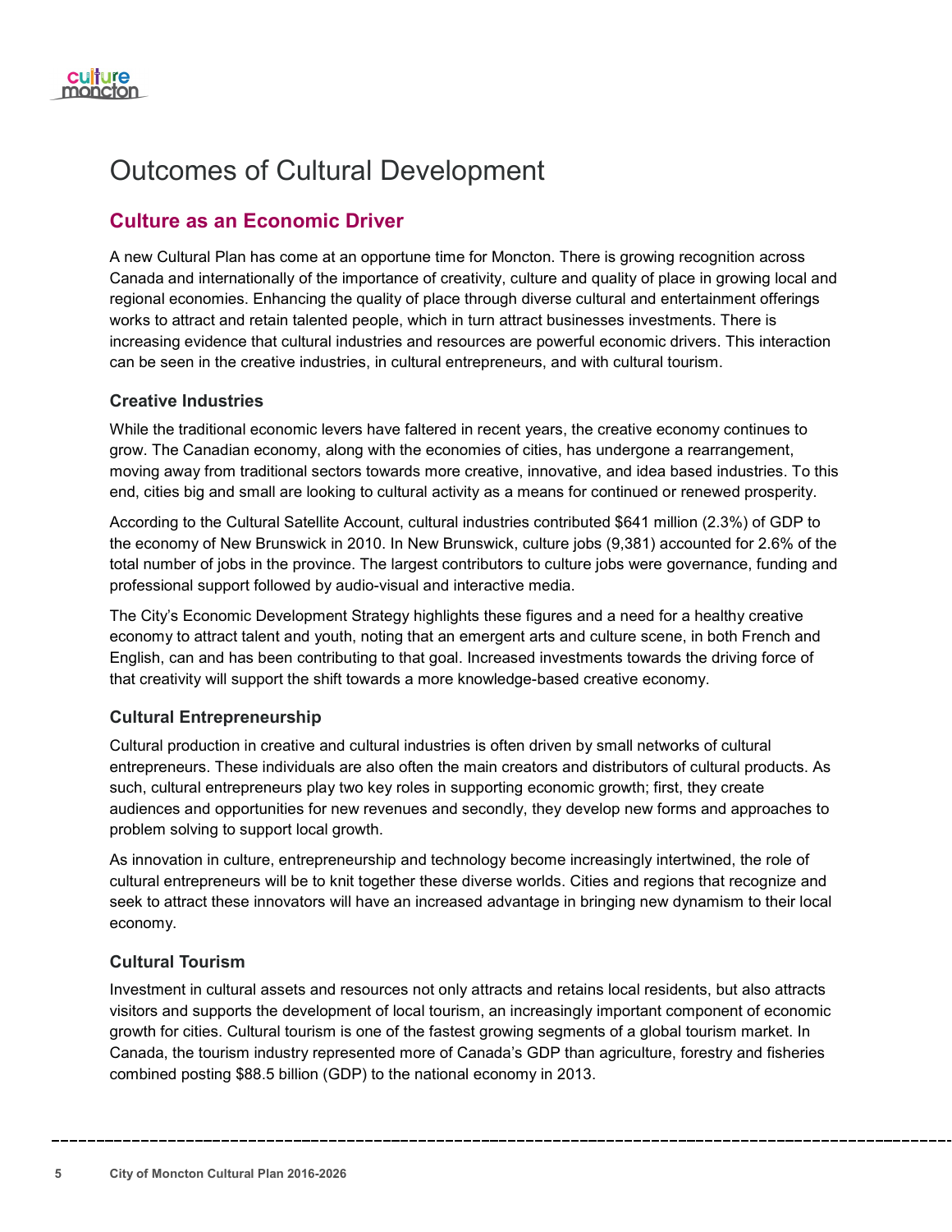# Outcomes of Cultural Development

## Culture as an Economic Driver

A new Cultural Plan has come at an opportune time for Moncton. There is growing recognition across Canada and internationally of the importance of creativity, culture and quality of place in growing local and regional economies. Enhancing the quality of place through diverse cultural and entertainment offerings works to attract and retain talented people, which in turn attract businesses investments. There is increasing evidence that cultural industries and resources are powerful economic drivers. This interaction can be seen in the creative industries, in cultural entrepreneurs, and with cultural tourism.

### Creative Industries

While the traditional economic levers have faltered in recent years, the creative economy continues to grow. The Canadian economy, along with the economies of cities, has undergone a rearrangement, moving away from traditional sectors towards more creative, innovative, and idea based industries. To this end, cities big and small are looking to cultural activity as a means for continued or renewed prosperity.

According to the Cultural Satellite Account, cultural industries contributed $641 million (2.3%) of GDP to the economy of New Brunswick in 2010. In New Brunswick, culture jobs (9,381) accounted for 2.6% of the total number of jobs in the province. The largest contributors to culture jobs were governance, funding and professional support followed by audio-visual and interactive media.

The City's Economic Development Strategy highlights these figures and a need for a healthy creative economy to attract talent and youth, noting that an emergent arts and culture scene, in both French and English, can and has been contributing to that goal. Increased investments towards the driving force of that creativity will support the shift towards a more knowledge-based creative economy.

### Cultural Entrepreneurship

Cultural production in creative and cultural industries is often driven by small networks of cultural entrepreneurs. These individuals are also often the main creators and distributors of cultural products. As such, cultural entrepreneurs play two key roles in supporting economic growth; first, they create audiences and opportunities for new revenues and secondly, they develop new forms and approaches to problem solving to support local growth.

As innovation in culture, entrepreneurship and technology become increasingly intertwined, the role of cultural entrepreneurs will be to knit together these diverse worlds. Cities and regions that recognize and seek to attract these innovators will have an increased advantage in bringing new dynamism to their local economy.

### Cultural Tourism

Investment in cultural assets and resources not only attracts and retains local residents, but also attracts visitors and supports the development of local tourism, an increasingly important component of economic growth for cities. Cultural tourism is one of the fastest growing segments of a global tourism market. In Canada, the tourism industry represented more of Canada's GDP than agriculture, forestry and fisheries combined posting $88.5 billion (GDP) to the national economy in 2013.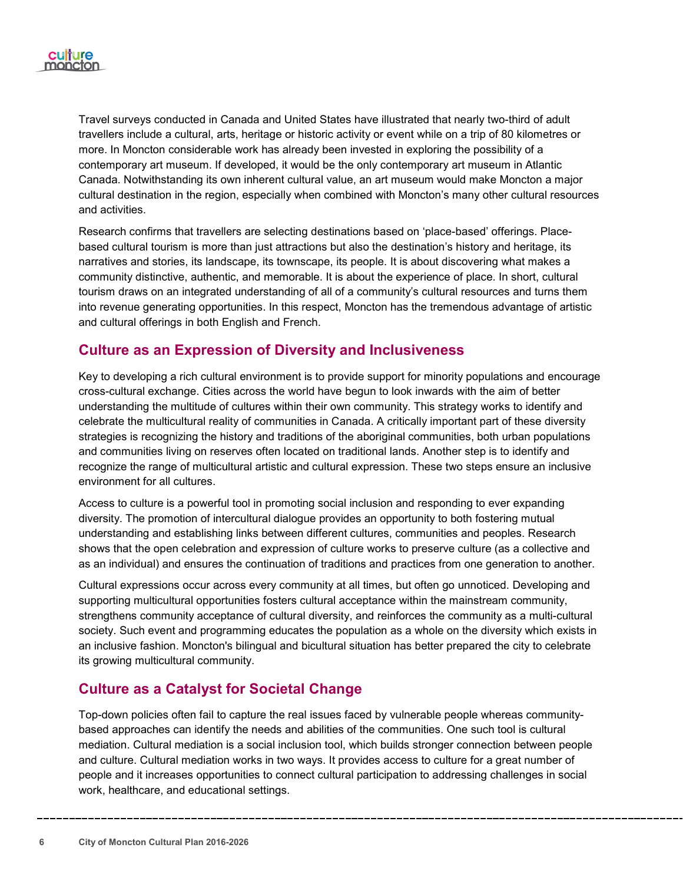Travel surveys conducted in Canada and United States have illustrated that nearly two-third of adult travellers include a cultural, arts, heritage or historic activity or event while on a trip of 80 kilometres or more. In Moncton considerable work has already been invested in exploring the possibility of a contemporary art museum. If developed, it would be the only contemporary art museum in Atlantic Canada. Notwithstanding its own inherent cultural value, an art museum would make Moncton a major cultural destination in the region, especially when combined with Moncton's many other cultural resources and activities.

Research confirms that travellers are selecting destinations based on 'place-based' offerings. Place-based cultural tourism is more than just attractions but also the destination's history and heritage, its narratives and stories, its landscape, its townscape, its people. It is about discovering what makes a community distinctive, authentic, and memorable. It is about the experience of place. In short, cultural tourism draws on an integrated understanding of all of a community's cultural resources and turns them into revenue generating opportunities. In this respect, Moncton has the tremendous advantage of artistic and cultural offerings in both English and French.

## Culture as an Expression of Diversity and Inclusiveness

Key to developing a rich cultural environment is to provide support for minority populations and encourage cross-cultural exchange. Cities across the world have begun to look inwards with the aim of better understanding the multitude of cultures within their own community. This strategy works to identify and celebrate the multicultural reality of communities in Canada. A critically important part of these diversity strategies is recognizing the history and traditions of the aboriginal communities, both urban populations and communities living on reserves often located on traditional lands. Another step is to identify and recognize the range of multicultural artistic and cultural expression. These two steps ensure an inclusive environment for all cultures.

Access to culture is a powerful tool in promoting social inclusion and responding to ever expanding diversity. The promotion of intercultural dialogue provides an opportunity to both fostering mutual understanding and establishing links between different cultures, communities and peoples. Research shows that the open celebration and expression of culture works to preserve culture (as a collective and as an individual) and ensures the continuation of traditions and practices from one generation to another.

Cultural expressions occur across every community at all times, but often go unnoticed. Developing and supporting multicultural opportunities fosters cultural acceptance within the mainstream community, strengthens community acceptance of cultural diversity, and reinforces the community as a multi-cultural society. Such event and programming educates the population as a whole on the diversity which exists in an inclusive fashion. Moncton's bilingual and bicultural situation has better prepared the city to celebrate its growing multicultural community.

## Culture as a Catalyst for Societal Change

Top-down policies often fail to capture the real issues faced by vulnerable people whereas community-based approaches can identify the needs and abilities of the communities. One such tool is cultural mediation. Cultural mediation is a social inclusion tool, which builds stronger connection between people and culture. Cultural mediation works in two ways. It provides access to culture for a great number of people and it increases opportunities to connect cultural participation to addressing challenges in social work, healthcare, and educational settings.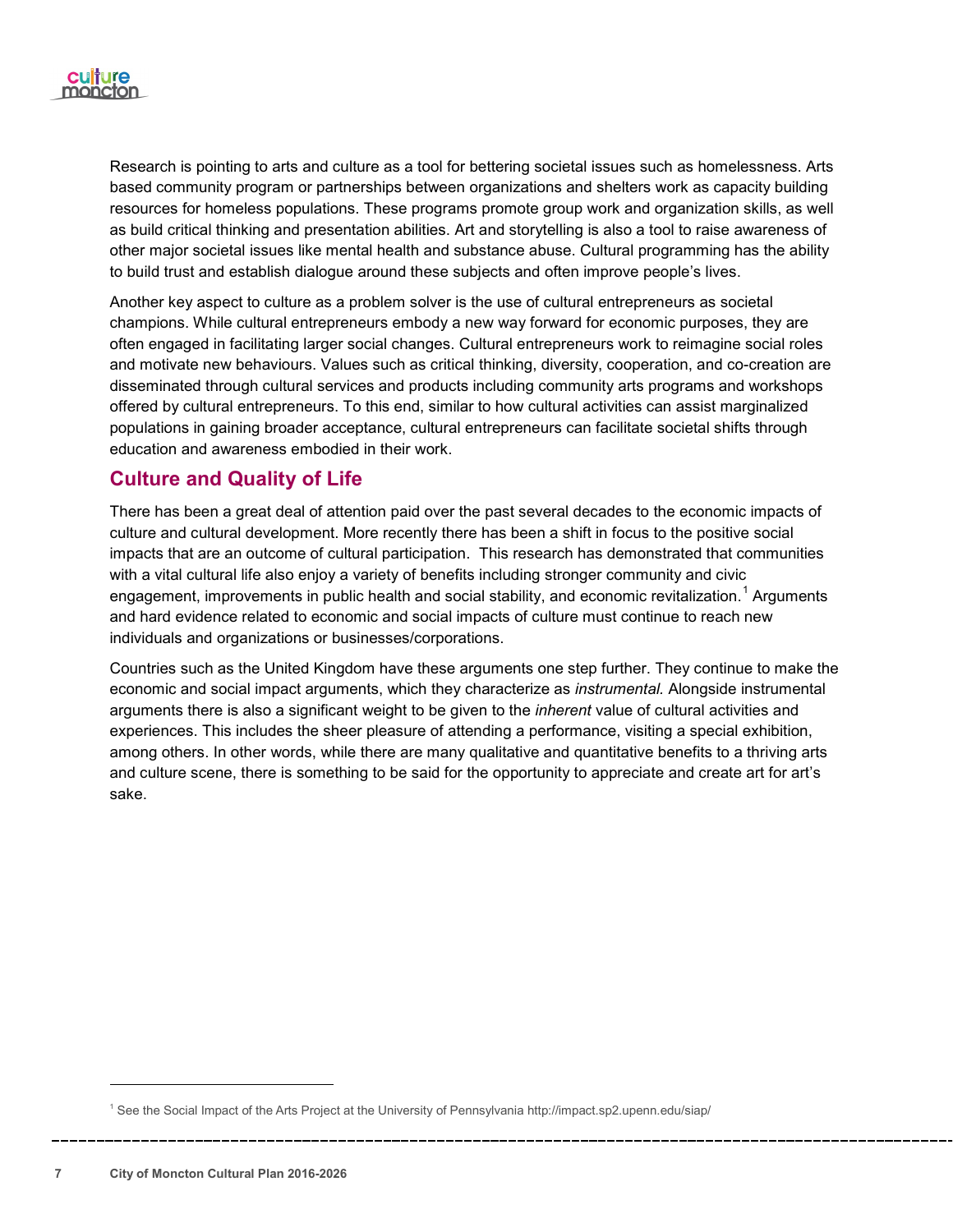Research is pointing to arts and culture as a tool for bettering societal issues such as homelessness. Arts based community program or partnerships between organizations and shelters work as capacity building resources for homeless populations. These programs promote group work and organization skills, as well as build critical thinking and presentation abilities. Art and storytelling is also a tool to raise awareness of other major societal issues like mental health and substance abuse. Cultural programming has the ability to build trust and establish dialogue around these subjects and often improve people's lives.

Another key aspect to culture as a problem solver is the use of cultural entrepreneurs as societal champions. While cultural entrepreneurs embody a new way forward for economic purposes, they are often engaged in facilitating larger social changes. Cultural entrepreneurs work to reimagine social roles and motivate new behaviours. Values such as critical thinking, diversity, cooperation, and co-creation are disseminated through cultural services and products including community arts programs and workshops offered by cultural entrepreneurs. To this end, similar to how cultural activities can assist marginalized populations in gaining broader acceptance, cultural entrepreneurs can facilitate societal shifts through education and awareness embodied in their work.

## Culture and Quality of Life

There has been a great deal of attention paid over the past several decades to the economic impacts of culture and cultural development. More recently there has been a shift in focus to the positive social impacts that are an outcome of cultural participation. This research has demonstrated that communities with a vital cultural life also enjoy a variety of benefits including stronger community and civic engagement, improvements in public health and social stability, and economic revitalization.[1] Arguments and hard evidence related to economic and social impacts of culture must continue to reach new individuals and organizations or businesses/corporations.

Countries such as the United Kingdom have these arguments one step further. They continue to make the economic and social impact arguments, which they characterize as *instrumental.* Alongside instrumental arguments there is also a significant weight to be given to the *inherent* value of cultural activities and experiences. This includes the sheer pleasure of attending a performance, visiting a special exhibition, among others. In other words, while there are many qualitative and quantitative benefits to a thriving arts and culture scene, there is something to be said for the opportunity to appreciate and create art for art's sake.

[1] See the Social Impact of the Arts Project at the University of Pennsylvania http://impact.sp2.upenn.edu/siap/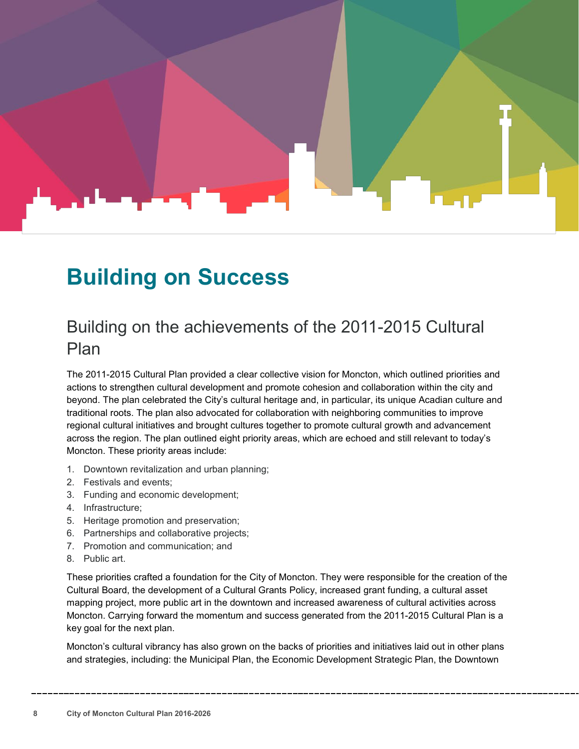# Building on Success

## Building on the achievements of the 2011-2015 Cultural Plan

The 2011-2015 Cultural Plan provided a clear collective vision for Moncton, which outlined priorities and actions to strengthen cultural development and promote cohesion and collaboration within the city and beyond. The plan celebrated the City's cultural heritage and, in particular, its unique Acadian culture and traditional roots. The plan also advocated for collaboration with neighboring communities to improve regional cultural initiatives and brought cultures together to promote cultural growth and advancement across the region. The plan outlined eight priority areas, which are echoed and still relevant to today's Moncton. These priority areas include:

1. Downtown revitalization and urban planning;
2. Festivals and events;
3. Funding and economic development;
4. Infrastructure;
5. Heritage promotion and preservation;
6. Partnerships and collaborative projects;
7. Promotion and communication; and
8. Public art.

These priorities crafted a foundation for the City of Moncton. They were responsible for the creation of the Cultural Board, the development of a Cultural Grants Policy, increased grant funding, a cultural asset mapping project, more public art in the downtown and increased awareness of cultural activities across Moncton. Carrying forward the momentum and success generated from the 2011-2015 Cultural Plan is a key goal for the next plan.

Moncton's cultural vibrancy has also grown on the backs of priorities and initiatives laid out in other plans and strategies, including: the Municipal Plan, the Economic Development Strategic Plan, the Downtown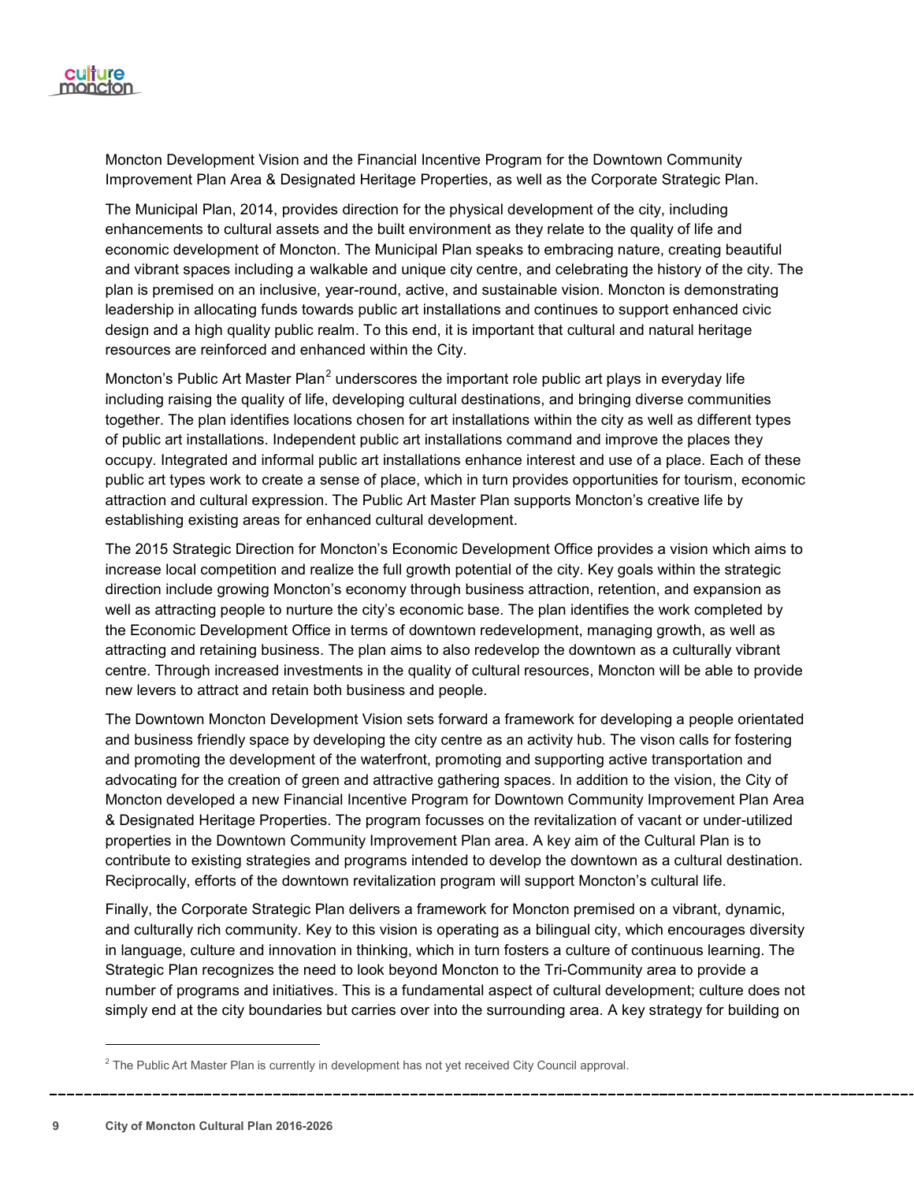Moncton Development Vision and the Financial Incentive Program for the Downtown Community Improvement Plan Area & Designated Heritage Properties, as well as the Corporate Strategic Plan.

The Municipal Plan, 2014, provides direction for the physical development of the city, including enhancements to cultural assets and the built environment as they relate to the quality of life and economic development of Moncton. The Municipal Plan speaks to embracing nature, creating beautiful and vibrant spaces including a walkable and unique city centre, and celebrating the history of the city. The plan is premised on an inclusive, year-round, active, and sustainable vision. Moncton is demonstrating leadership in allocating funds towards public art installations and continues to support enhanced civic design and a high quality public realm. To this end, it is important that cultural and natural heritage resources are reinforced and enhanced within the City.

Moncton's Public Art Master Plan[2] underscores the important role public art plays in everyday life including raising the quality of life, developing cultural destinations, and bringing diverse communities together. The plan identifies locations chosen for art installations within the city as well as different types of public art installations. Independent public art installations command and improve the places they occupy. Integrated and informal public art installations enhance interest and use of a place. Each of these public art types work to create a sense of place, which in turn provides opportunities for tourism, economic attraction and cultural expression. The Public Art Master Plan supports Moncton's creative life by establishing existing areas for enhanced cultural development.

The 2015 Strategic Direction for Moncton's Economic Development Office provides a vision which aims to increase local competition and realize the full growth potential of the city. Key goals within the strategic direction include growing Moncton's economy through business attraction, retention, and expansion as well as attracting people to nurture the city's economic base. The plan identifies the work completed by the Economic Development Office in terms of downtown redevelopment, managing growth, as well as attracting and retaining business. The plan aims to also redevelop the downtown as a culturally vibrant centre. Through increased investments in the quality of cultural resources, Moncton will be able to provide new levers to attract and retain both business and people.

The Downtown Moncton Development Vision sets forward a framework for developing a people orientated and business friendly space by developing the city centre as an activity hub. The vison calls for fostering and promoting the development of the waterfront, promoting and supporting active transportation and advocating for the creation of green and attractive gathering spaces. In addition to the vision, the City of Moncton developed a new Financial Incentive Program for Downtown Community Improvement Plan Area & Designated Heritage Properties. The program focusses on the revitalization of vacant or under-utilized properties in the Downtown Community Improvement Plan area. A key aim of the Cultural Plan is to contribute to existing strategies and programs intended to develop the downtown as a cultural destination. Reciprocally, efforts of the downtown revitalization program will support Moncton's cultural life.

Finally, the Corporate Strategic Plan delivers a framework for Moncton premised on a vibrant, dynamic, and culturally rich community. Key to this vision is operating as a bilingual city, which encourages diversity in language, culture and innovation in thinking, which in turn fosters a culture of continuous learning. The Strategic Plan recognizes the need to look beyond Moncton to the Tri-Community area to provide a number of programs and initiatives. This is a fundamental aspect of cultural development; culture does not simply end at the city boundaries but carries over into the surrounding area. A key strategy for building on

[2] The Public Art Master Plan is currently in development has not yet received City Council approval.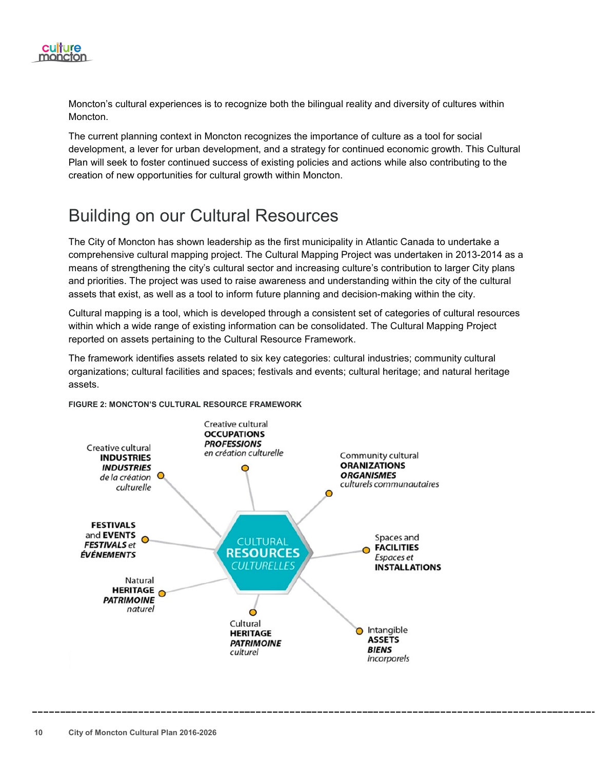Moncton's cultural experiences is to recognize both the bilingual reality and diversity of cultures within Moncton.

The current planning context in Moncton recognizes the importance of culture as a tool for social development, a lever for urban development, and a strategy for continued economic growth. This Cultural Plan will seek to foster continued success of existing policies and actions while also contributing to the creation of new opportunities for cultural growth within Moncton.

## Building on our Cultural Resources

The City of Moncton has shown leadership as the first municipality in Atlantic Canada to undertake a comprehensive cultural mapping project. The Cultural Mapping Project was undertaken in 2013-2014 as a means of strengthening the city's cultural sector and increasing culture's contribution to larger City plans and priorities. The project was used to raise awareness and understanding within the city of the cultural assets that exist, as well as a tool to inform future planning and decision-making within the city.

Cultural mapping is a tool, which is developed through a consistent set of categories of cultural resources within which a wide range of existing information can be consolidated. The Cultural Mapping Project reported on assets pertaining to the Cultural Resource Framework.

The framework identifies assets related to six key categories: cultural industries; community cultural organizations; cultural facilities and spaces; festivals and events; cultural heritage; and natural heritage assets.

**FIGURE 2: MONCTON'S CULTURAL RESOURCE FRAMEWORK**

CULTURAL RESOURCES / CULTURELLES

- Creative cultural **INDUSTRIES** / ***INDUSTRIES*** *de la création culturelle*
- Creative cultural **OCCUPATIONS** / ***PROFESSIONS*** *en création culturelle*
- Community cultural **ORANIZATIONS** / ***ORGANISMES*** *culturels communautaires*
- Spaces and **FACILITIES** / *Espaces et* **INSTALLATIONS**
- Intangible **ASSETS** / ***BIENS*** *incorporels*
- Cultural **HERITAGE** / ***PATRIMOINE*** *culturel*
- Natural **HERITAGE** / ***PATRIMOINE*** *naturel*
- **FESTIVALS** and **EVENTS** / ***FESTIVALS*** *et* ***ÉVÉNEMENTS***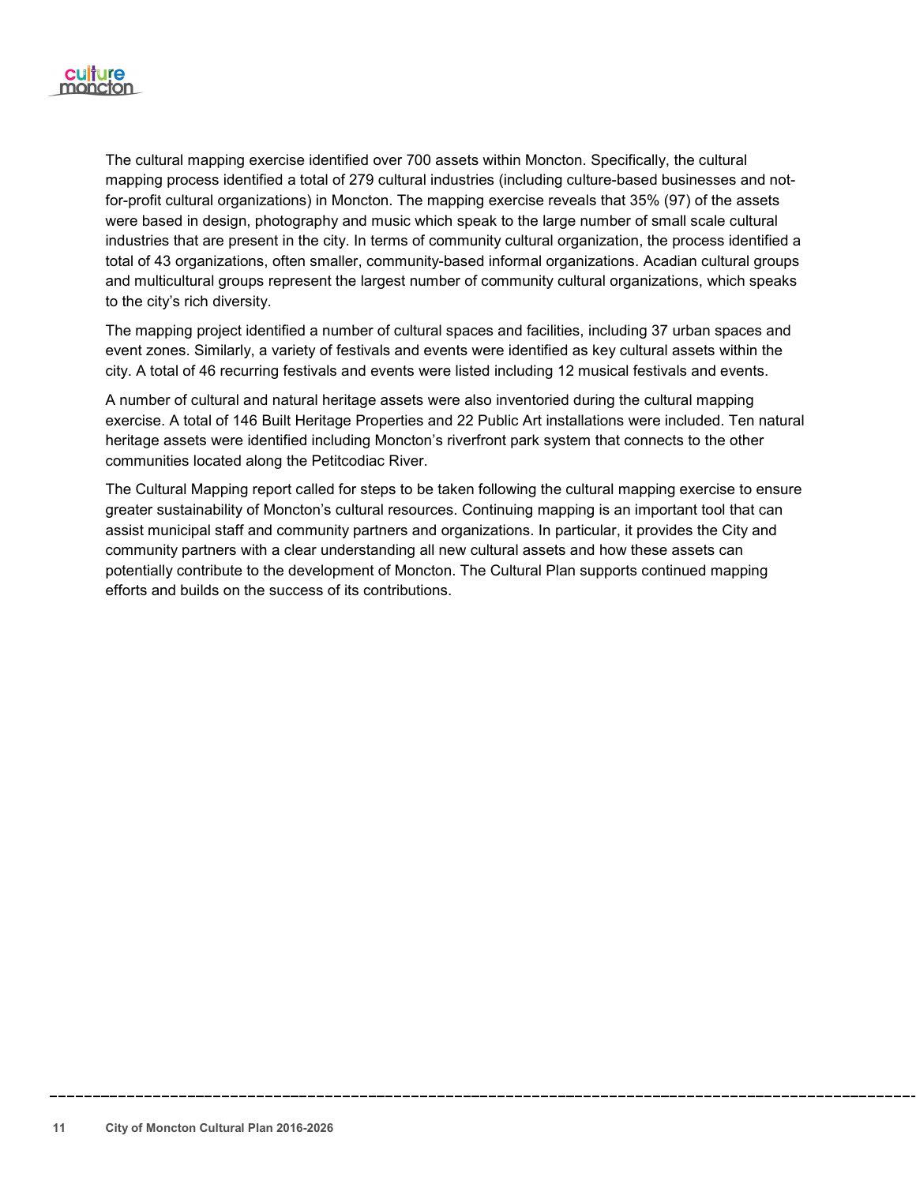The cultural mapping exercise identified over 700 assets within Moncton. Specifically, the cultural mapping process identified a total of 279 cultural industries (including culture-based businesses and not-for-profit cultural organizations) in Moncton. The mapping exercise reveals that 35% (97) of the assets were based in design, photography and music which speak to the large number of small scale cultural industries that are present in the city. In terms of community cultural organization, the process identified a total of 43 organizations, often smaller, community-based informal organizations. Acadian cultural groups and multicultural groups represent the largest number of community cultural organizations, which speaks to the city's rich diversity.

The mapping project identified a number of cultural spaces and facilities, including 37 urban spaces and event zones. Similarly, a variety of festivals and events were identified as key cultural assets within the city. A total of 46 recurring festivals and events were listed including 12 musical festivals and events.

A number of cultural and natural heritage assets were also inventoried during the cultural mapping exercise. A total of 146 Built Heritage Properties and 22 Public Art installations were included. Ten natural heritage assets were identified including Moncton's riverfront park system that connects to the other communities located along the Petitcodiac River.

The Cultural Mapping report called for steps to be taken following the cultural mapping exercise to ensure greater sustainability of Moncton's cultural resources. Continuing mapping is an important tool that can assist municipal staff and community partners and organizations. In particular, it provides the City and community partners with a clear understanding all new cultural assets and how these assets can potentially contribute to the development of Moncton. The Cultural Plan supports continued mapping efforts and builds on the success of its contributions.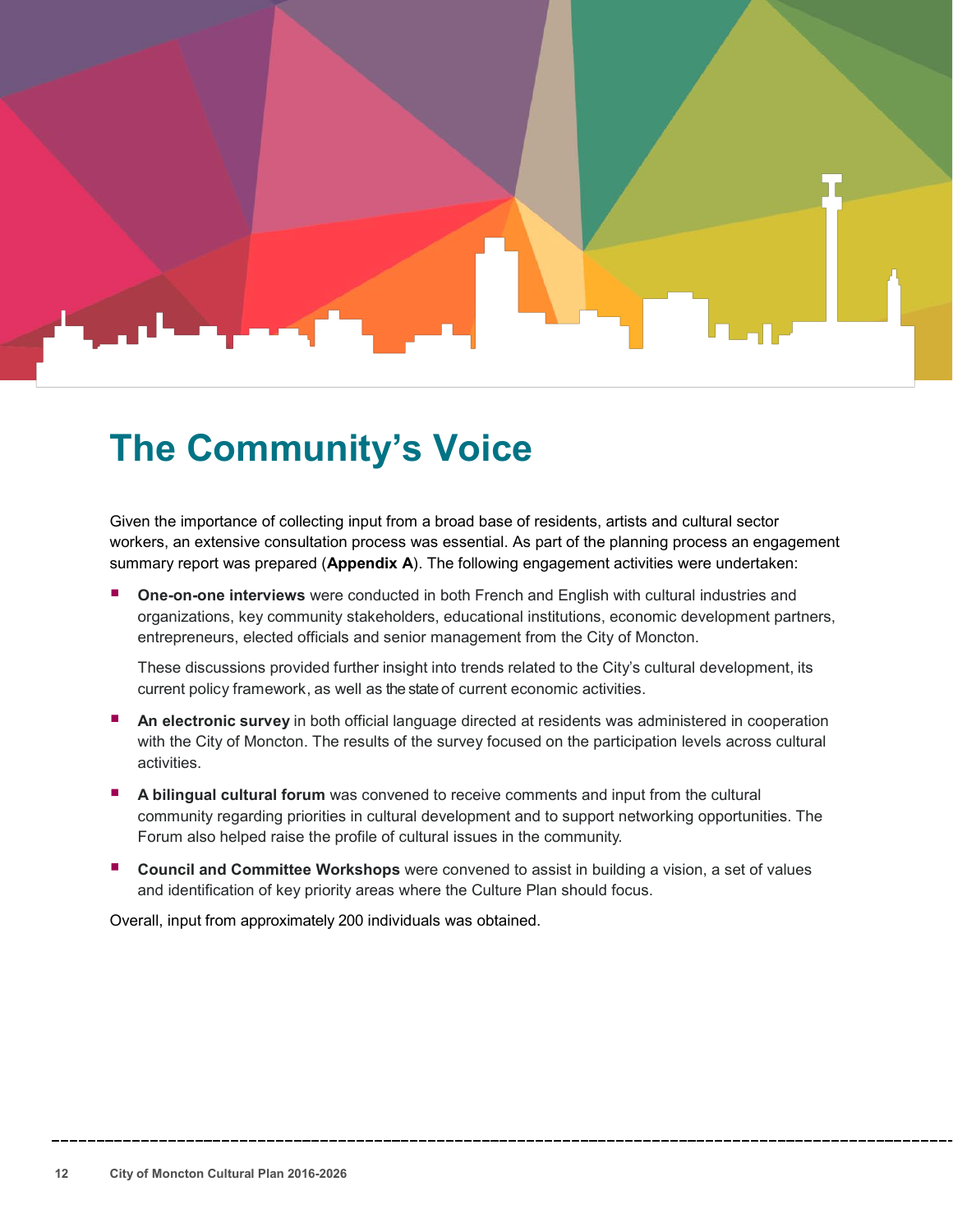# The Community's Voice

Given the importance of collecting input from a broad base of residents, artists and cultural sector workers, an extensive consultation process was essential. As part of the planning process an engagement summary report was prepared (**Appendix A**). The following engagement activities were undertaken:

- **One-on-one interviews** were conducted in both French and English with cultural industries and organizations, key community stakeholders, educational institutions, economic development partners, entrepreneurs, elected officials and senior management from the City of Moncton.

  These discussions provided further insight into trends related to the City's cultural development, its current policy framework, as well as the state of current economic activities.

- **An electronic survey** in both official language directed at residents was administered in cooperation with the City of Moncton. The results of the survey focused on the participation levels across cultural activities.

- **A bilingual cultural forum** was convened to receive comments and input from the cultural community regarding priorities in cultural development and to support networking opportunities. The Forum also helped raise the profile of cultural issues in the community.

- **Council and Committee Workshops** were convened to assist in building a vision, a set of values and identification of key priority areas where the Culture Plan should focus.

Overall, input from approximately 200 individuals was obtained.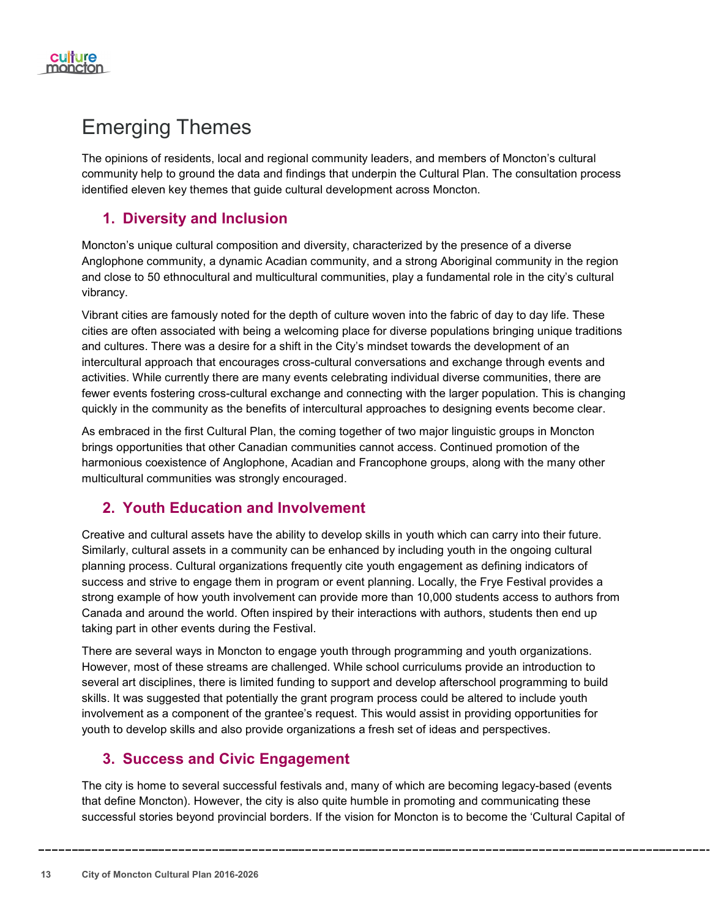# Emerging Themes

The opinions of residents, local and regional community leaders, and members of Moncton's cultural community help to ground the data and findings that underpin the Cultural Plan. The consultation process identified eleven key themes that guide cultural development across Moncton.

## 1. Diversity and Inclusion

Moncton's unique cultural composition and diversity, characterized by the presence of a diverse Anglophone community, a dynamic Acadian community, and a strong Aboriginal community in the region and close to 50 ethnocultural and multicultural communities, play a fundamental role in the city's cultural vibrancy.

Vibrant cities are famously noted for the depth of culture woven into the fabric of day to day life. These cities are often associated with being a welcoming place for diverse populations bringing unique traditions and cultures. There was a desire for a shift in the City's mindset towards the development of an intercultural approach that encourages cross-cultural conversations and exchange through events and activities. While currently there are many events celebrating individual diverse communities, there are fewer events fostering cross-cultural exchange and connecting with the larger population. This is changing quickly in the community as the benefits of intercultural approaches to designing events become clear.

As embraced in the first Cultural Plan, the coming together of two major linguistic groups in Moncton brings opportunities that other Canadian communities cannot access. Continued promotion of the harmonious coexistence of Anglophone, Acadian and Francophone groups, along with the many other multicultural communities was strongly encouraged.

## 2. Youth Education and Involvement

Creative and cultural assets have the ability to develop skills in youth which can carry into their future. Similarly, cultural assets in a community can be enhanced by including youth in the ongoing cultural planning process. Cultural organizations frequently cite youth engagement as defining indicators of success and strive to engage them in program or event planning. Locally, the Frye Festival provides a strong example of how youth involvement can provide more than 10,000 students access to authors from Canada and around the world. Often inspired by their interactions with authors, students then end up taking part in other events during the Festival.

There are several ways in Moncton to engage youth through programming and youth organizations. However, most of these streams are challenged. While school curriculums provide an introduction to several art disciplines, there is limited funding to support and develop afterschool programming to build skills. It was suggested that potentially the grant program process could be altered to include youth involvement as a component of the grantee's request. This would assist in providing opportunities for youth to develop skills and also provide organizations a fresh set of ideas and perspectives.

## 3. Success and Civic Engagement

The city is home to several successful festivals and, many of which are becoming legacy-based (events that define Moncton). However, the city is also quite humble in promoting and communicating these successful stories beyond provincial borders. If the vision for Moncton is to become the 'Cultural Capital of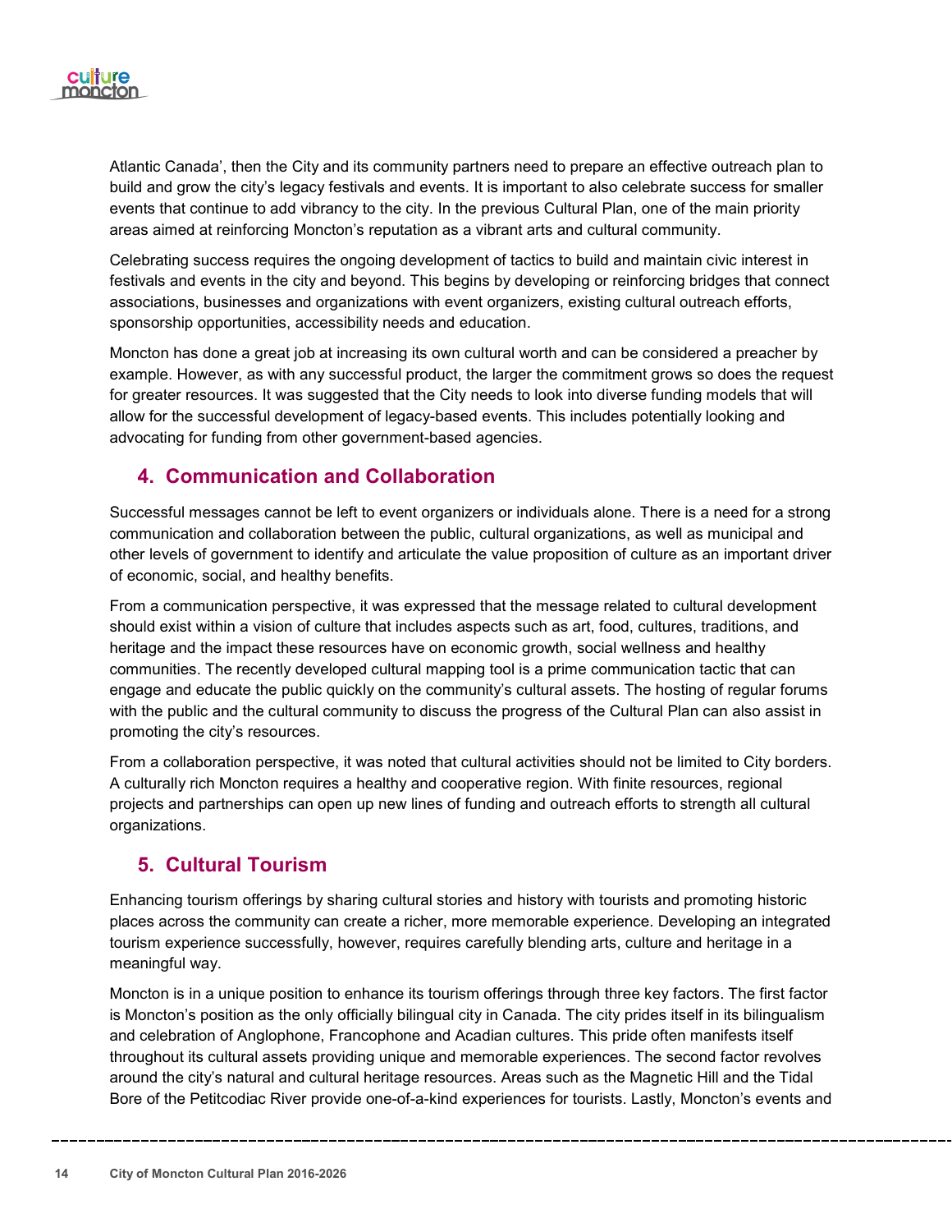Atlantic Canada', then the City and its community partners need to prepare an effective outreach plan to build and grow the city's legacy festivals and events. It is important to also celebrate success for smaller events that continue to add vibrancy to the city. In the previous Cultural Plan, one of the main priority areas aimed at reinforcing Moncton's reputation as a vibrant arts and cultural community.

Celebrating success requires the ongoing development of tactics to build and maintain civic interest in festivals and events in the city and beyond. This begins by developing or reinforcing bridges that connect associations, businesses and organizations with event organizers, existing cultural outreach efforts, sponsorship opportunities, accessibility needs and education.

Moncton has done a great job at increasing its own cultural worth and can be considered a preacher by example. However, as with any successful product, the larger the commitment grows so does the request for greater resources. It was suggested that the City needs to look into diverse funding models that will allow for the successful development of legacy-based events. This includes potentially looking and advocating for funding from other government-based agencies.

## 4. Communication and Collaboration

Successful messages cannot be left to event organizers or individuals alone. There is a need for a strong communication and collaboration between the public, cultural organizations, as well as municipal and other levels of government to identify and articulate the value proposition of culture as an important driver of economic, social, and healthy benefits.

From a communication perspective, it was expressed that the message related to cultural development should exist within a vision of culture that includes aspects such as art, food, cultures, traditions, and heritage and the impact these resources have on economic growth, social wellness and healthy communities. The recently developed cultural mapping tool is a prime communication tactic that can engage and educate the public quickly on the community's cultural assets. The hosting of regular forums with the public and the cultural community to discuss the progress of the Cultural Plan can also assist in promoting the city's resources.

From a collaboration perspective, it was noted that cultural activities should not be limited to City borders. A culturally rich Moncton requires a healthy and cooperative region. With finite resources, regional projects and partnerships can open up new lines of funding and outreach efforts to strength all cultural organizations.

## 5. Cultural Tourism

Enhancing tourism offerings by sharing cultural stories and history with tourists and promoting historic places across the community can create a richer, more memorable experience. Developing an integrated tourism experience successfully, however, requires carefully blending arts, culture and heritage in a meaningful way.

Moncton is in a unique position to enhance its tourism offerings through three key factors. The first factor is Moncton's position as the only officially bilingual city in Canada. The city prides itself in its bilingualism and celebration of Anglophone, Francophone and Acadian cultures. This pride often manifests itself throughout its cultural assets providing unique and memorable experiences. The second factor revolves around the city's natural and cultural heritage resources. Areas such as the Magnetic Hill and the Tidal Bore of the Petitcodiac River provide one-of-a-kind experiences for tourists. Lastly, Moncton's events and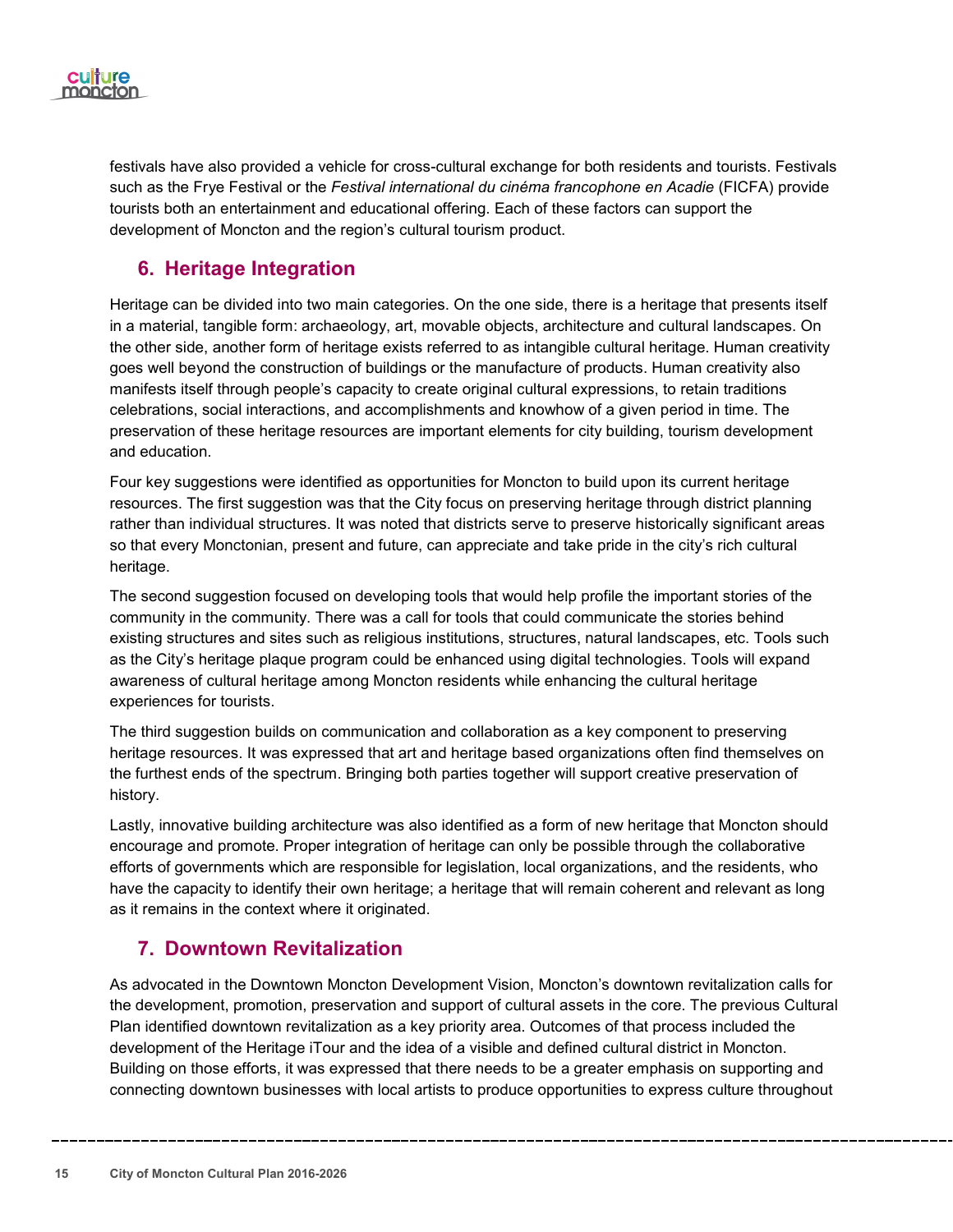festivals have also provided a vehicle for cross-cultural exchange for both residents and tourists. Festivals such as the Frye Festival or the *Festival international du cinéma francophone en Acadie* (FICFA) provide tourists both an entertainment and educational offering. Each of these factors can support the development of Moncton and the region's cultural tourism product.

## 6. Heritage Integration

Heritage can be divided into two main categories. On the one side, there is a heritage that presents itself in a material, tangible form: archaeology, art, movable objects, architecture and cultural landscapes. On the other side, another form of heritage exists referred to as intangible cultural heritage. Human creativity goes well beyond the construction of buildings or the manufacture of products. Human creativity also manifests itself through people's capacity to create original cultural expressions, to retain traditions celebrations, social interactions, and accomplishments and knowhow of a given period in time. The preservation of these heritage resources are important elements for city building, tourism development and education.

Four key suggestions were identified as opportunities for Moncton to build upon its current heritage resources. The first suggestion was that the City focus on preserving heritage through district planning rather than individual structures. It was noted that districts serve to preserve historically significant areas so that every Monctonian, present and future, can appreciate and take pride in the city's rich cultural heritage.

The second suggestion focused on developing tools that would help profile the important stories of the community in the community. There was a call for tools that could communicate the stories behind existing structures and sites such as religious institutions, structures, natural landscapes, etc. Tools such as the City's heritage plaque program could be enhanced using digital technologies. Tools will expand awareness of cultural heritage among Moncton residents while enhancing the cultural heritage experiences for tourists.

The third suggestion builds on communication and collaboration as a key component to preserving heritage resources. It was expressed that art and heritage based organizations often find themselves on the furthest ends of the spectrum. Bringing both parties together will support creative preservation of history.

Lastly, innovative building architecture was also identified as a form of new heritage that Moncton should encourage and promote. Proper integration of heritage can only be possible through the collaborative efforts of governments which are responsible for legislation, local organizations, and the residents, who have the capacity to identify their own heritage; a heritage that will remain coherent and relevant as long as it remains in the context where it originated.

## 7. Downtown Revitalization

As advocated in the Downtown Moncton Development Vision, Moncton's downtown revitalization calls for the development, promotion, preservation and support of cultural assets in the core. The previous Cultural Plan identified downtown revitalization as a key priority area. Outcomes of that process included the development of the Heritage iTour and the idea of a visible and defined cultural district in Moncton. Building on those efforts, it was expressed that there needs to be a greater emphasis on supporting and connecting downtown businesses with local artists to produce opportunities to express culture throughout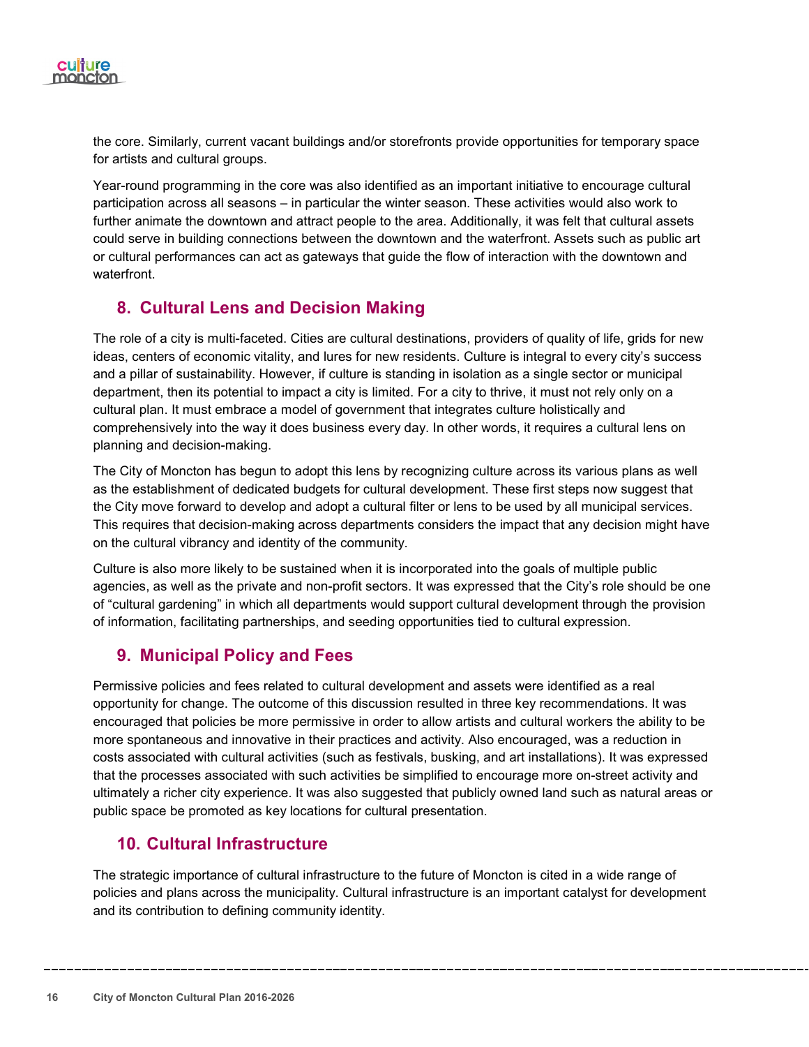the core. Similarly, current vacant buildings and/or storefronts provide opportunities for temporary space for artists and cultural groups.

Year-round programming in the core was also identified as an important initiative to encourage cultural participation across all seasons – in particular the winter season. These activities would also work to further animate the downtown and attract people to the area. Additionally, it was felt that cultural assets could serve in building connections between the downtown and the waterfront. Assets such as public art or cultural performances can act as gateways that guide the flow of interaction with the downtown and waterfront.

## 8. Cultural Lens and Decision Making

The role of a city is multi-faceted. Cities are cultural destinations, providers of quality of life, grids for new ideas, centers of economic vitality, and lures for new residents. Culture is integral to every city's success and a pillar of sustainability. However, if culture is standing in isolation as a single sector or municipal department, then its potential to impact a city is limited. For a city to thrive, it must not rely only on a cultural plan. It must embrace a model of government that integrates culture holistically and comprehensively into the way it does business every day. In other words, it requires a cultural lens on planning and decision-making.

The City of Moncton has begun to adopt this lens by recognizing culture across its various plans as well as the establishment of dedicated budgets for cultural development. These first steps now suggest that the City move forward to develop and adopt a cultural filter or lens to be used by all municipal services. This requires that decision-making across departments considers the impact that any decision might have on the cultural vibrancy and identity of the community.

Culture is also more likely to be sustained when it is incorporated into the goals of multiple public agencies, as well as the private and non-profit sectors. It was expressed that the City's role should be one of "cultural gardening" in which all departments would support cultural development through the provision of information, facilitating partnerships, and seeding opportunities tied to cultural expression.

## 9. Municipal Policy and Fees

Permissive policies and fees related to cultural development and assets were identified as a real opportunity for change. The outcome of this discussion resulted in three key recommendations. It was encouraged that policies be more permissive in order to allow artists and cultural workers the ability to be more spontaneous and innovative in their practices and activity. Also encouraged, was a reduction in costs associated with cultural activities (such as festivals, busking, and art installations). It was expressed that the processes associated with such activities be simplified to encourage more on-street activity and ultimately a richer city experience. It was also suggested that publicly owned land such as natural areas or public space be promoted as key locations for cultural presentation.

## 10. Cultural Infrastructure

The strategic importance of cultural infrastructure to the future of Moncton is cited in a wide range of policies and plans across the municipality. Cultural infrastructure is an important catalyst for development and its contribution to defining community identity.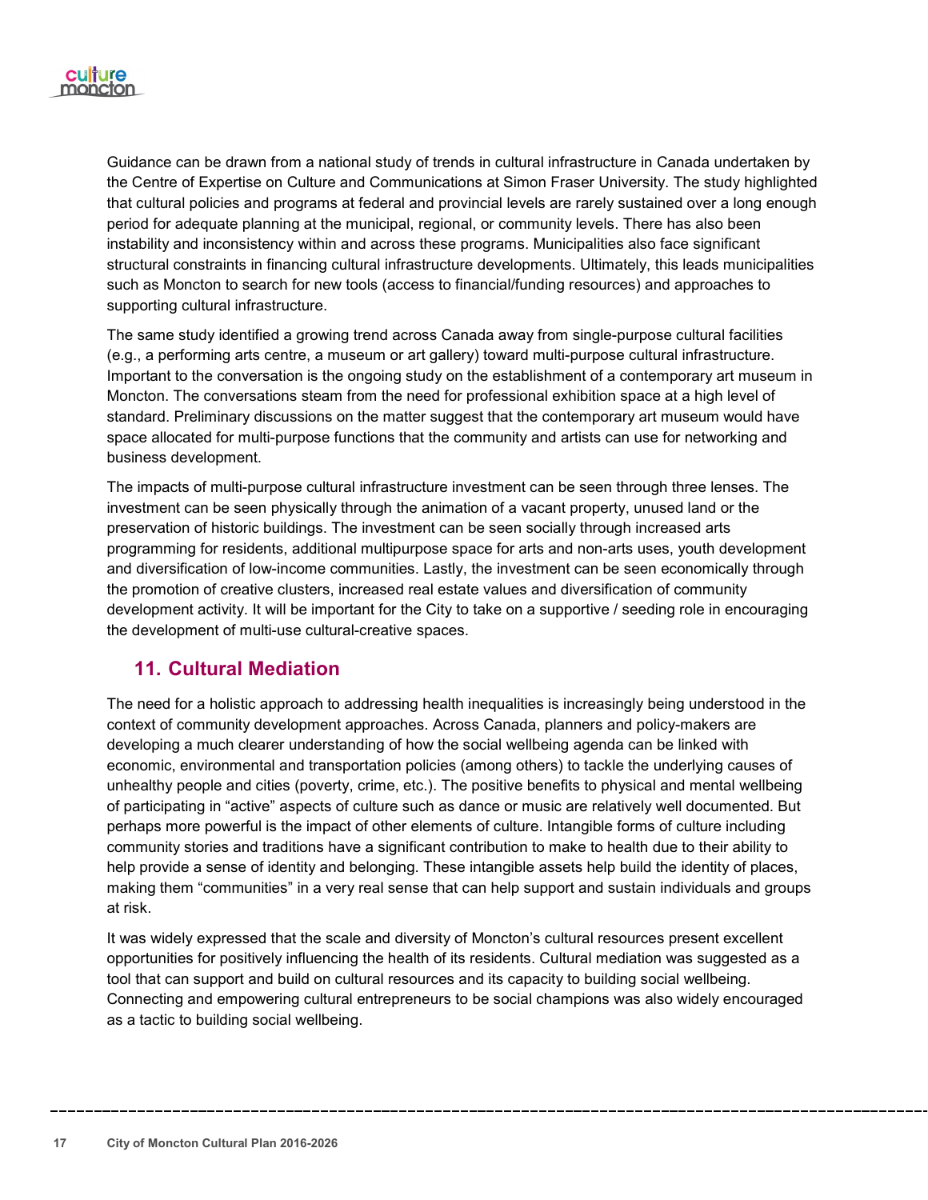Guidance can be drawn from a national study of trends in cultural infrastructure in Canada undertaken by the Centre of Expertise on Culture and Communications at Simon Fraser University. The study highlighted that cultural policies and programs at federal and provincial levels are rarely sustained over a long enough period for adequate planning at the municipal, regional, or community levels. There has also been instability and inconsistency within and across these programs. Municipalities also face significant structural constraints in financing cultural infrastructure developments. Ultimately, this leads municipalities such as Moncton to search for new tools (access to financial/funding resources) and approaches to supporting cultural infrastructure.

The same study identified a growing trend across Canada away from single-purpose cultural facilities (e.g., a performing arts centre, a museum or art gallery) toward multi-purpose cultural infrastructure. Important to the conversation is the ongoing study on the establishment of a contemporary art museum in Moncton. The conversations steam from the need for professional exhibition space at a high level of standard. Preliminary discussions on the matter suggest that the contemporary art museum would have space allocated for multi-purpose functions that the community and artists can use for networking and business development.

The impacts of multi-purpose cultural infrastructure investment can be seen through three lenses. The investment can be seen physically through the animation of a vacant property, unused land or the preservation of historic buildings. The investment can be seen socially through increased arts programming for residents, additional multipurpose space for arts and non-arts uses, youth development and diversification of low-income communities. Lastly, the investment can be seen economically through the promotion of creative clusters, increased real estate values and diversification of community development activity. It will be important for the City to take on a supportive / seeding role in encouraging the development of multi-use cultural-creative spaces.

## 11. Cultural Mediation

The need for a holistic approach to addressing health inequalities is increasingly being understood in the context of community development approaches. Across Canada, planners and policy-makers are developing a much clearer understanding of how the social wellbeing agenda can be linked with economic, environmental and transportation policies (among others) to tackle the underlying causes of unhealthy people and cities (poverty, crime, etc.). The positive benefits to physical and mental wellbeing of participating in "active" aspects of culture such as dance or music are relatively well documented. But perhaps more powerful is the impact of other elements of culture. Intangible forms of culture including community stories and traditions have a significant contribution to make to health due to their ability to help provide a sense of identity and belonging. These intangible assets help build the identity of places, making them "communities" in a very real sense that can help support and sustain individuals and groups at risk.

It was widely expressed that the scale and diversity of Moncton's cultural resources present excellent opportunities for positively influencing the health of its residents. Cultural mediation was suggested as a tool that can support and build on cultural resources and its capacity to building social wellbeing. Connecting and empowering cultural entrepreneurs to be social champions was also widely encouraged as a tactic to building social wellbeing.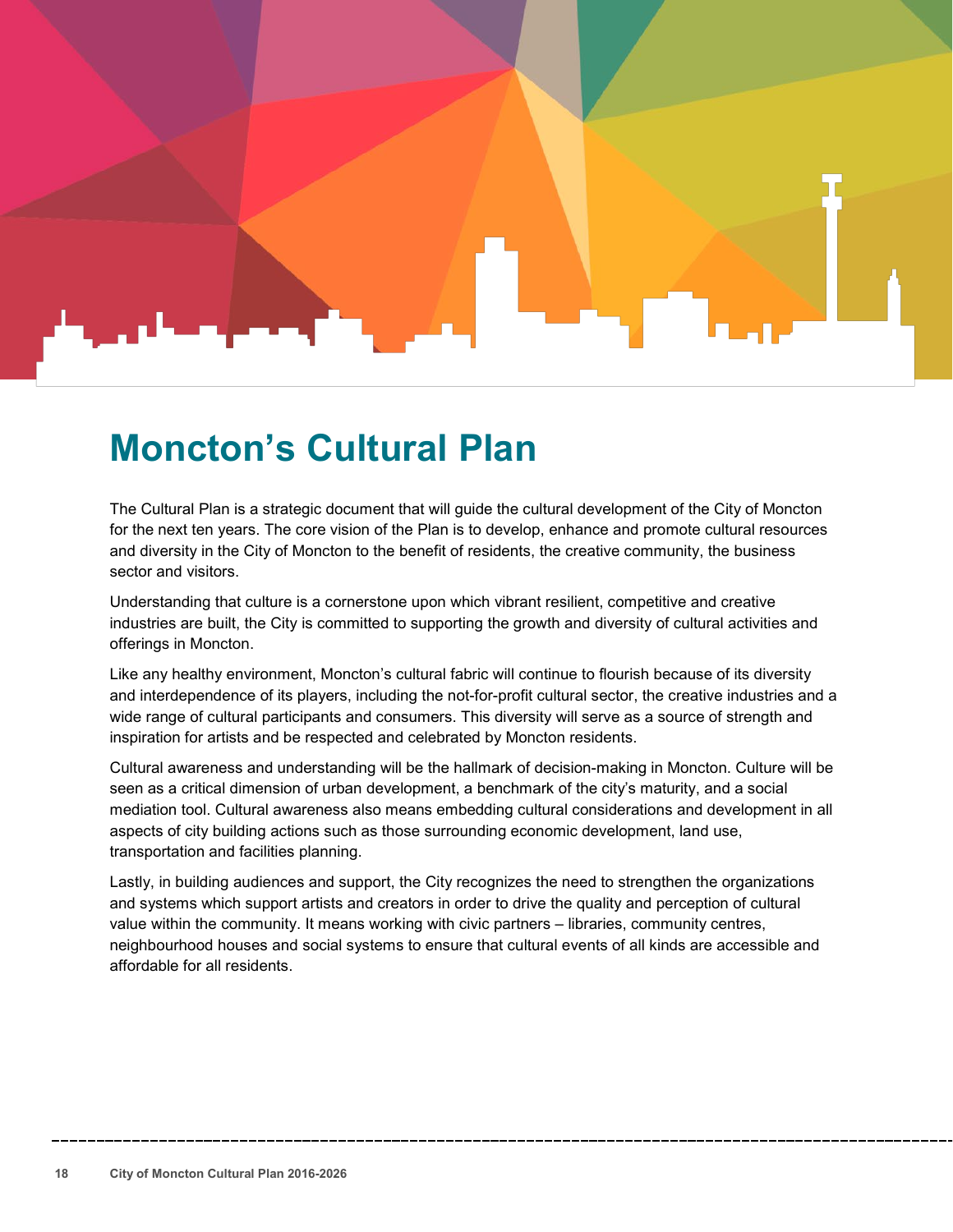# Moncton's Cultural Plan

The Cultural Plan is a strategic document that will guide the cultural development of the City of Moncton for the next ten years. The core vision of the Plan is to develop, enhance and promote cultural resources and diversity in the City of Moncton to the benefit of residents, the creative community, the business sector and visitors.

Understanding that culture is a cornerstone upon which vibrant resilient, competitive and creative industries are built, the City is committed to supporting the growth and diversity of cultural activities and offerings in Moncton.

Like any healthy environment, Moncton's cultural fabric will continue to flourish because of its diversity and interdependence of its players, including the not-for-profit cultural sector, the creative industries and a wide range of cultural participants and consumers. This diversity will serve as a source of strength and inspiration for artists and be respected and celebrated by Moncton residents.

Cultural awareness and understanding will be the hallmark of decision-making in Moncton. Culture will be seen as a critical dimension of urban development, a benchmark of the city's maturity, and a social mediation tool. Cultural awareness also means embedding cultural considerations and development in all aspects of city building actions such as those surrounding economic development, land use, transportation and facilities planning.

Lastly, in building audiences and support, the City recognizes the need to strengthen the organizations and systems which support artists and creators in order to drive the quality and perception of cultural value within the community. It means working with civic partners – libraries, community centres, neighbourhood houses and social systems to ensure that cultural events of all kinds are accessible and affordable for all residents.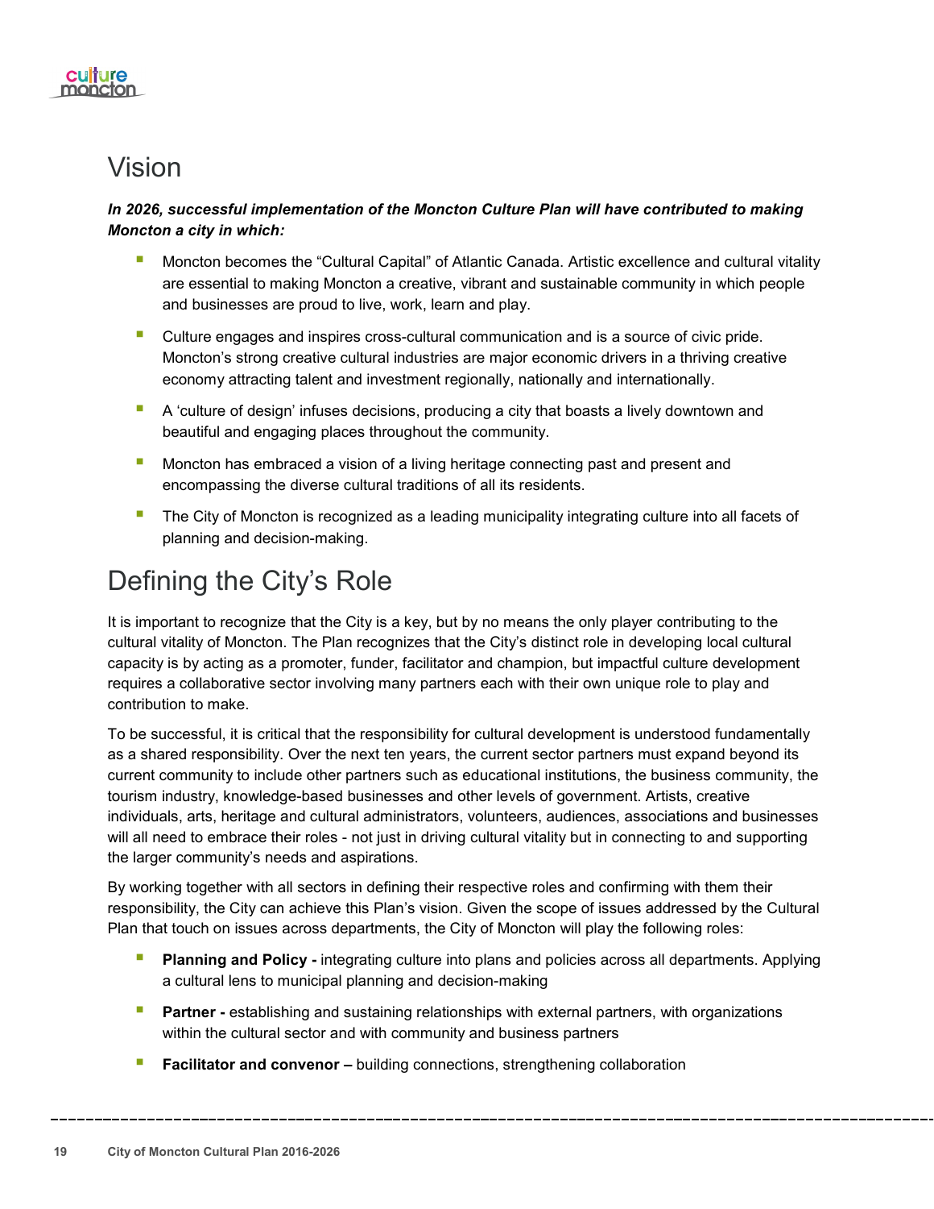# Vision

***In 2026, successful implementation of the Moncton Culture Plan will have contributed to making Moncton a city in which:***

- Moncton becomes the "Cultural Capital" of Atlantic Canada. Artistic excellence and cultural vitality are essential to making Moncton a creative, vibrant and sustainable community in which people and businesses are proud to live, work, learn and play.
- Culture engages and inspires cross-cultural communication and is a source of civic pride. Moncton's strong creative cultural industries are major economic drivers in a thriving creative economy attracting talent and investment regionally, nationally and internationally.
- A 'culture of design' infuses decisions, producing a city that boasts a lively downtown and beautiful and engaging places throughout the community.
- Moncton has embraced a vision of a living heritage connecting past and present and encompassing the diverse cultural traditions of all its residents.
- The City of Moncton is recognized as a leading municipality integrating culture into all facets of planning and decision-making.

# Defining the City's Role

It is important to recognize that the City is a key, but by no means the only player contributing to the cultural vitality of Moncton. The Plan recognizes that the City's distinct role in developing local cultural capacity is by acting as a promoter, funder, facilitator and champion, but impactful culture development requires a collaborative sector involving many partners each with their own unique role to play and contribution to make.

To be successful, it is critical that the responsibility for cultural development is understood fundamentally as a shared responsibility. Over the next ten years, the current sector partners must expand beyond its current community to include other partners such as educational institutions, the business community, the tourism industry, knowledge-based businesses and other levels of government. Artists, creative individuals, arts, heritage and cultural administrators, volunteers, audiences, associations and businesses will all need to embrace their roles - not just in driving cultural vitality but in connecting to and supporting the larger community's needs and aspirations.

By working together with all sectors in defining their respective roles and confirming with them their responsibility, the City can achieve this Plan's vision. Given the scope of issues addressed by the Cultural Plan that touch on issues across departments, the City of Moncton will play the following roles:

- **Planning and Policy -** integrating culture into plans and policies across all departments. Applying a cultural lens to municipal planning and decision-making
- **Partner -** establishing and sustaining relationships with external partners, with organizations within the cultural sector and with community and business partners
- **Facilitator and convenor –** building connections, strengthening collaboration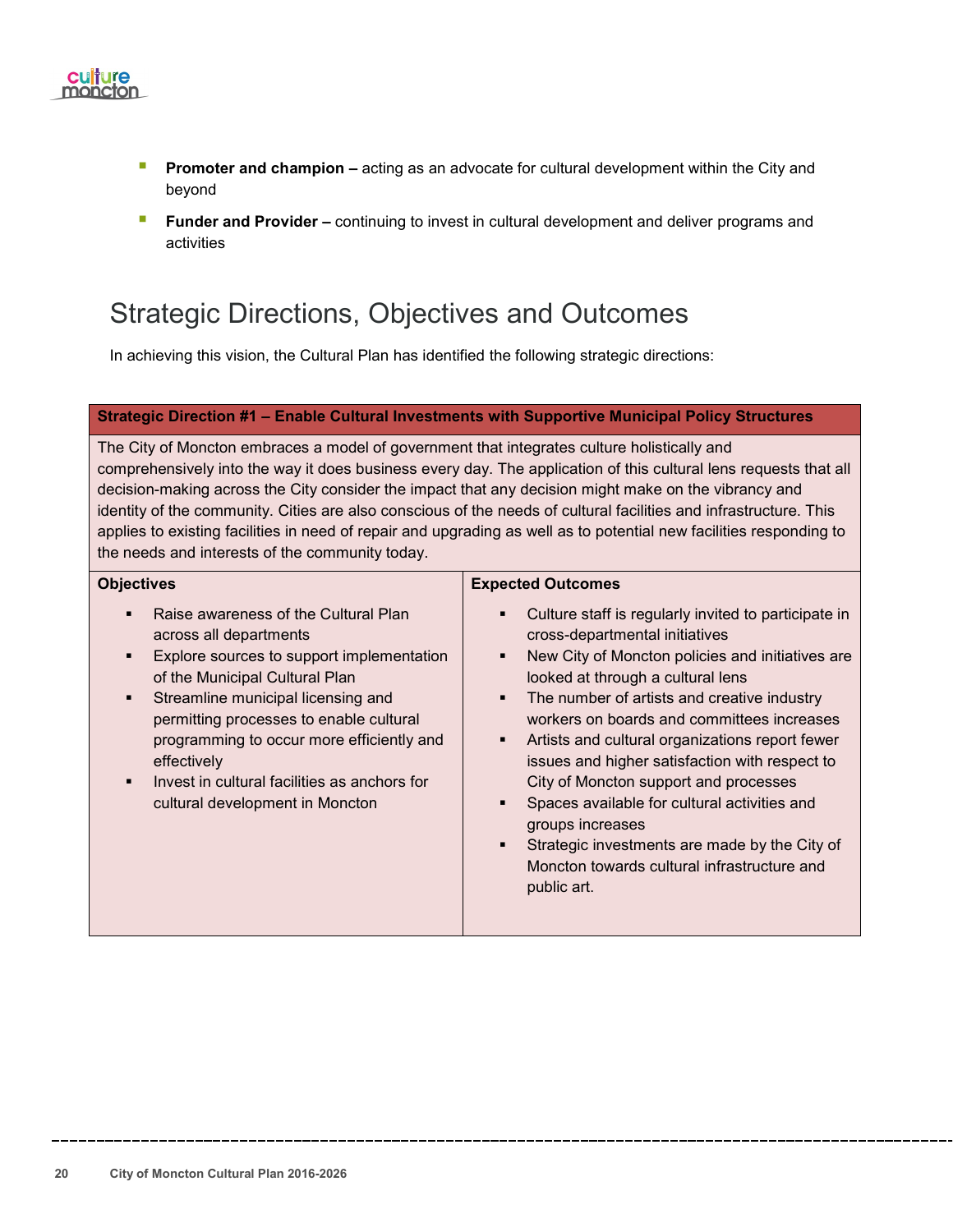- **Promoter and champion –** acting as an advocate for cultural development within the City and beyond
- **Funder and Provider –** continuing to invest in cultural development and deliver programs and activities

## Strategic Directions, Objectives and Outcomes

In achieving this vision, the Cultural Plan has identified the following strategic directions:

| **Strategic Direction #1 – Enable Cultural Investments with Supportive Municipal Policy Structures** | |
|---|---|
| The City of Moncton embraces a model of government that integrates culture holistically and comprehensively into the way it does business every day. The application of this cultural lens requests that all decision-making across the City consider the impact that any decision might make on the vibrancy and identity of the community. Cities are also conscious of the needs of cultural facilities and infrastructure. This applies to existing facilities in need of repair and upgrading as well as to potential new facilities responding to the needs and interests of the community today. | |
| **Objectives** | **Expected Outcomes** |
| ▪ Raise awareness of the Cultural Plan across all departments<br>▪ Explore sources to support implementation of the Municipal Cultural Plan<br>▪ Streamline municipal licensing and permitting processes to enable cultural programming to occur more efficiently and effectively<br>▪ Invest in cultural facilities as anchors for cultural development in Moncton | ▪ Culture staff is regularly invited to participate in cross-departmental initiatives<br>▪ New City of Moncton policies and initiatives are looked at through a cultural lens<br>▪ The number of artists and creative industry workers on boards and committees increases<br>▪ Artists and cultural organizations report fewer issues and higher satisfaction with respect to City of Moncton support and processes<br>▪ Spaces available for cultural activities and groups increases<br>▪ Strategic investments are made by the City of Moncton towards cultural infrastructure and public art. |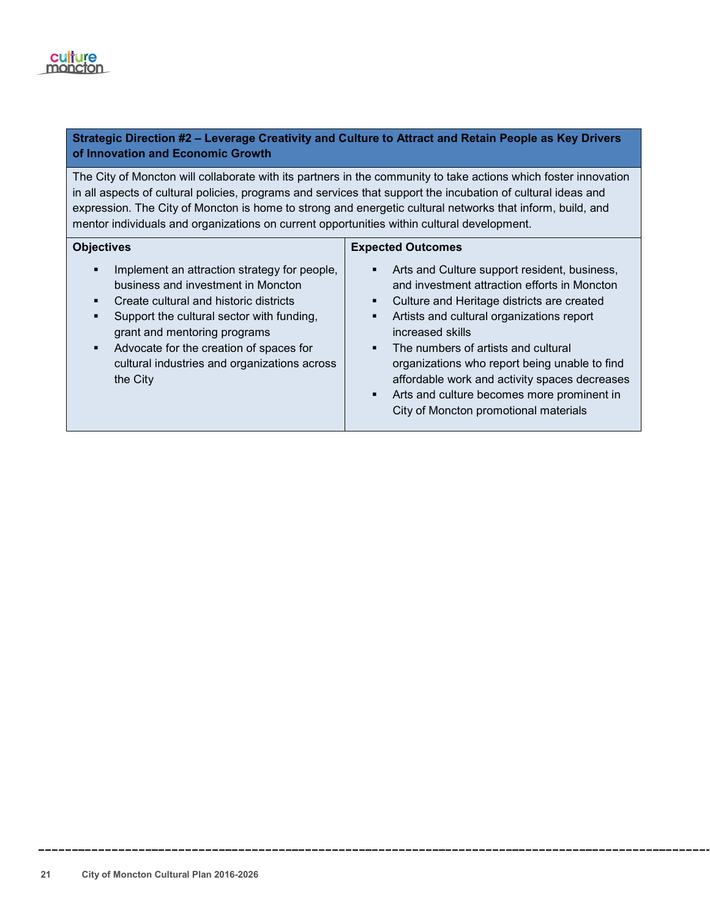**Strategic Direction #2 – Leverage Creativity and Culture to Attract and Retain People as Key Drivers of Innovation and Economic Growth**

The City of Moncton will collaborate with its partners in the community to take actions which foster innovation in all aspects of cultural policies, programs and services that support the incubation of cultural ideas and expression. The City of Moncton is home to strong and energetic cultural networks that inform, build, and mentor individuals and organizations on current opportunities within cultural development.

| Objectives | Expected Outcomes |
| --- | --- |
| ▪ Implement an attraction strategy for people, business and investment in Moncton<br>▪ Create cultural and historic districts<br>▪ Support the cultural sector with funding, grant and mentoring programs<br>▪ Advocate for the creation of spaces for cultural industries and organizations across the City | ▪ Arts and Culture support resident, business, and investment attraction efforts in Moncton<br>▪ Culture and Heritage districts are created<br>▪ Artists and cultural organizations report increased skills<br>▪ The numbers of artists and cultural organizations who report being unable to find affordable work and activity spaces decreases<br>▪ Arts and culture becomes more prominent in City of Moncton promotional materials |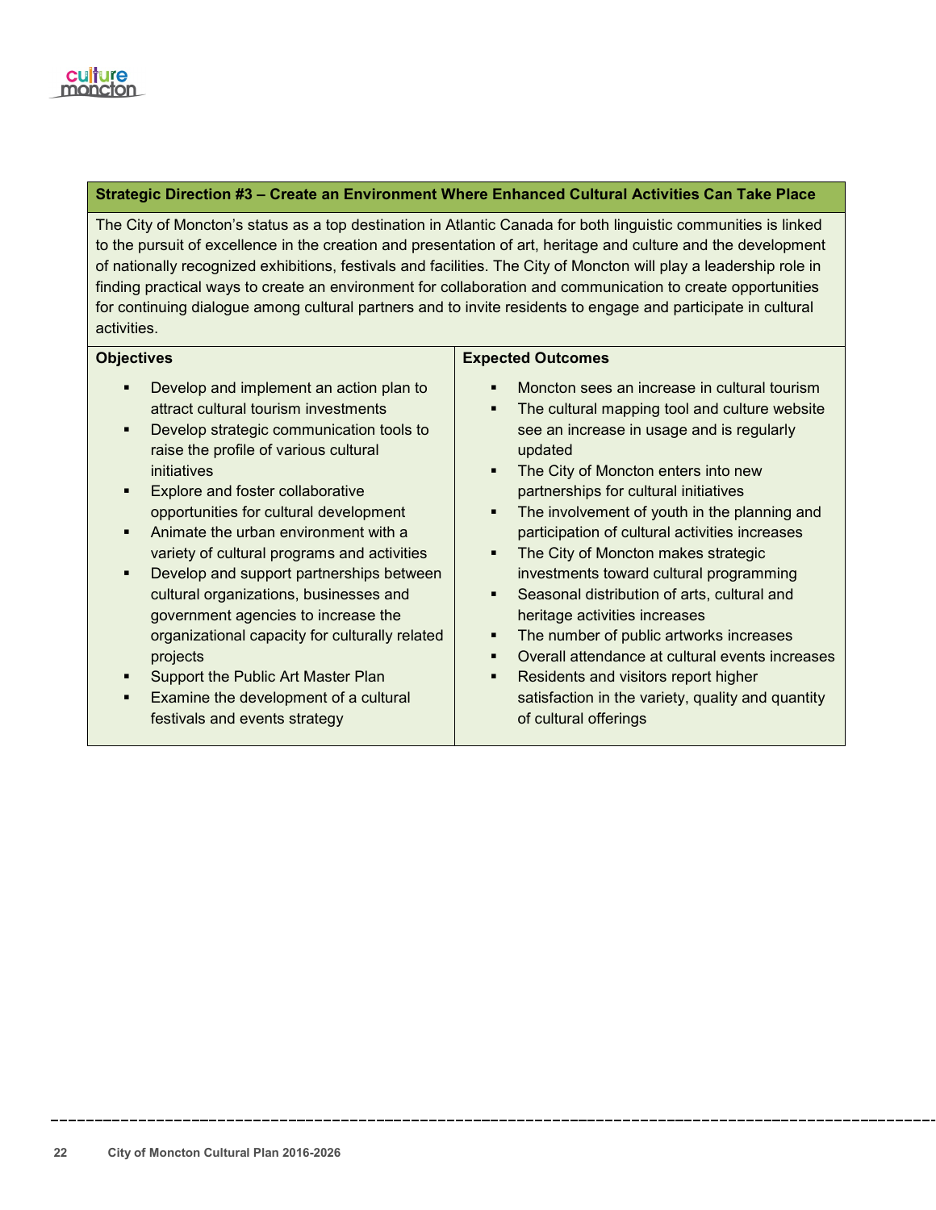## Strategic Direction #3 – Create an Environment Where Enhanced Cultural Activities Can Take Place

The City of Moncton's status as a top destination in Atlantic Canada for both linguistic communities is linked to the pursuit of excellence in the creation and presentation of art, heritage and culture and the development of nationally recognized exhibitions, festivals and facilities. The City of Moncton will play a leadership role in finding practical ways to create an environment for collaboration and communication to create opportunities for continuing dialogue among cultural partners and to invite residents to engage and participate in cultural activities.

### Objectives

- Develop and implement an action plan to attract cultural tourism investments
- Develop strategic communication tools to raise the profile of various cultural initiatives
- Explore and foster collaborative opportunities for cultural development
- Animate the urban environment with a variety of cultural programs and activities
- Develop and support partnerships between cultural organizations, businesses and government agencies to increase the organizational capacity for culturally related projects
- Support the Public Art Master Plan
- Examine the development of a cultural festivals and events strategy

### Expected Outcomes

- Moncton sees an increase in cultural tourism
- The cultural mapping tool and culture website see an increase in usage and is regularly updated
- The City of Moncton enters into new partnerships for cultural initiatives
- The involvement of youth in the planning and participation of cultural activities increases
- The City of Moncton makes strategic investments toward cultural programming
- Seasonal distribution of arts, cultural and heritage activities increases
- The number of public artworks increases
- Overall attendance at cultural events increases
- Residents and visitors report higher satisfaction in the variety, quality and quantity of cultural offerings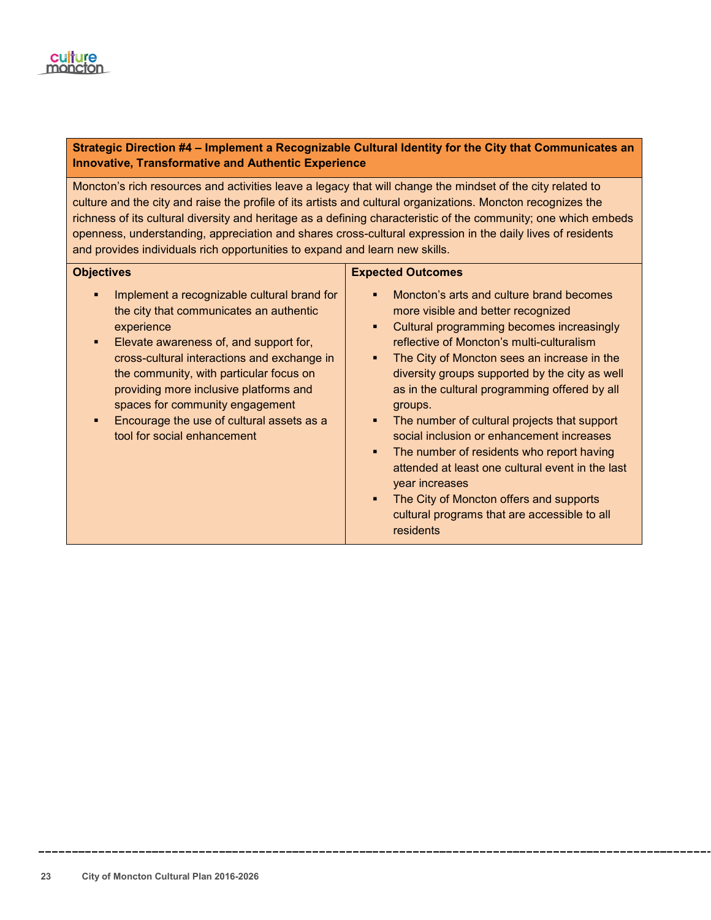## Strategic Direction #4 – Implement a Recognizable Cultural Identity for the City that Communicates an Innovative, Transformative and Authentic Experience

Moncton's rich resources and activities leave a legacy that will change the mindset of the city related to culture and the city and raise the profile of its artists and cultural organizations. Moncton recognizes the richness of its cultural diversity and heritage as a defining characteristic of the community; one which embeds openness, understanding, appreciation and shares cross-cultural expression in the daily lives of residents and provides individuals rich opportunities to expand and learn new skills.

| Objectives | Expected Outcomes |
|---|---|
| ▪ Implement a recognizable cultural brand for the city that communicates an authentic experience<br>▪ Elevate awareness of, and support for, cross-cultural interactions and exchange in the community, with particular focus on providing more inclusive platforms and spaces for community engagement<br>▪ Encourage the use of cultural assets as a tool for social enhancement | ▪ Moncton's arts and culture brand becomes more visible and better recognized<br>▪ Cultural programming becomes increasingly reflective of Moncton's multi-culturalism<br>▪ The City of Moncton sees an increase in the diversity groups supported by the city as well as in the cultural programming offered by all groups.<br>▪ The number of cultural projects that support social inclusion or enhancement increases<br>▪ The number of residents who report having attended at least one cultural event in the last year increases<br>▪ The City of Moncton offers and supports cultural programs that are accessible to all residents |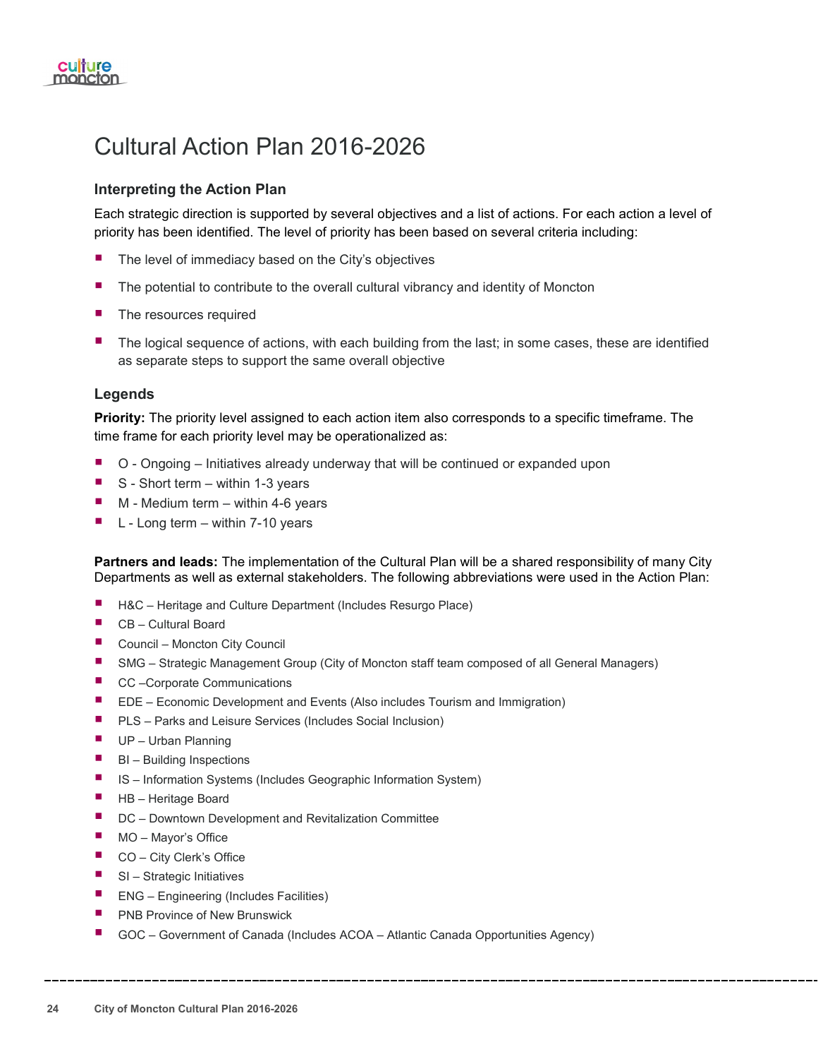# Cultural Action Plan 2016-2026

### Interpreting the Action Plan

Each strategic direction is supported by several objectives and a list of actions. For each action a level of priority has been identified. The level of priority has been based on several criteria including:

- The level of immediacy based on the City's objectives
- The potential to contribute to the overall cultural vibrancy and identity of Moncton
- The resources required
- The logical sequence of actions, with each building from the last; in some cases, these are identified as separate steps to support the same overall objective

### Legends

**Priority:** The priority level assigned to each action item also corresponds to a specific timeframe. The time frame for each priority level may be operationalized as:

- O - Ongoing – Initiatives already underway that will be continued or expanded upon
- S - Short term – within 1-3 years
- M - Medium term – within 4-6 years
- L - Long term – within 7-10 years

**Partners and leads:** The implementation of the Cultural Plan will be a shared responsibility of many City Departments as well as external stakeholders. The following abbreviations were used in the Action Plan:

- H&C – Heritage and Culture Department (Includes Resurgo Place)
- CB – Cultural Board
- Council – Moncton City Council
- SMG – Strategic Management Group (City of Moncton staff team composed of all General Managers)
- CC –Corporate Communications
- EDE – Economic Development and Events (Also includes Tourism and Immigration)
- PLS – Parks and Leisure Services (Includes Social Inclusion)
- UP – Urban Planning
- BI – Building Inspections
- IS – Information Systems (Includes Geographic Information System)
- HB – Heritage Board
- DC – Downtown Development and Revitalization Committee
- MO – Mayor's Office
- CO – City Clerk's Office
- SI – Strategic Initiatives
- ENG – Engineering (Includes Facilities)
- PNB Province of New Brunswick
- GOC – Government of Canada (Includes ACOA – Atlantic Canada Opportunities Agency)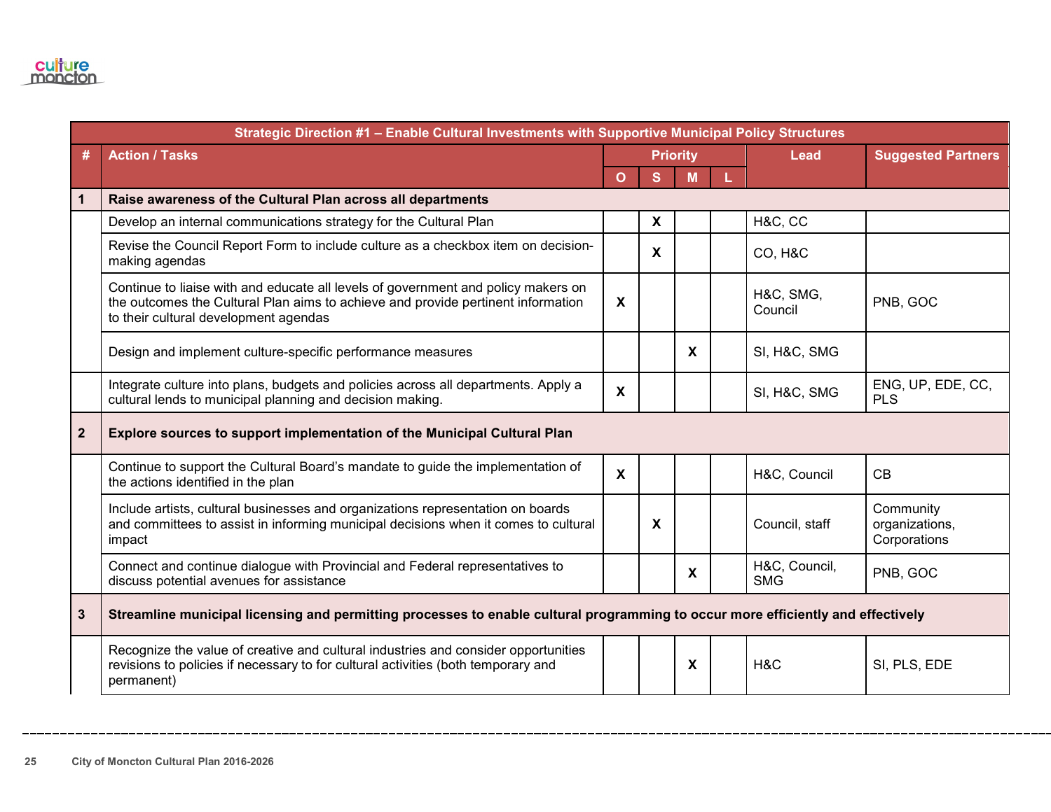| Strategic Direction #1 – Enable Cultural Investments with Supportive Municipal Policy Structures | | | | | | | |
|---|---|---|---|---|---|---|---|
| **#** | **Action / Tasks** | **Priority** | | | | **Lead** | **Suggested Partners** |
| | | **O** | **S** | **M** | **L** | | |
| **1** | **Raise awareness of the Cultural Plan across all departments** | | | | | | |
| | Develop an internal communications strategy for the Cultural Plan | | X | | | H&C, CC | |
| | Revise the Council Report Form to include culture as a checkbox item on decision-making agendas | | X | | | CO, H&C | |
| | Continue to liaise with and educate all levels of government and policy makers on the outcomes the Cultural Plan aims to achieve and provide pertinent information to their cultural development agendas | X | | | | H&C, SMG, Council | PNB, GOC |
| | Design and implement culture-specific performance measures | | | X | | SI, H&C, SMG | |
| | Integrate culture into plans, budgets and policies across all departments. Apply a cultural lends to municipal planning and decision making. | X | | | | SI, H&C, SMG | ENG, UP, EDE, CC, PLS |
| **2** | **Explore sources to support implementation of the Municipal Cultural Plan** | | | | | | |
| | Continue to support the Cultural Board's mandate to guide the implementation of the actions identified in the plan | X | | | | H&C, Council | CB |
| | Include artists, cultural businesses and organizations representation on boards and committees to assist in informing municipal decisions when it comes to cultural impact | | X | | | Council, staff | Community organizations, Corporations |
| | Connect and continue dialogue with Provincial and Federal representatives to discuss potential avenues for assistance | | | X | | H&C, Council, SMG | PNB, GOC |
| **3** | **Streamline municipal licensing and permitting processes to enable cultural programming to occur more efficiently and effectively** | | | | | | |
| | Recognize the value of creative and cultural industries and consider opportunities revisions to policies if necessary to for cultural activities (both temporary and permanent) | | | X | | H&C | SI, PLS, EDE |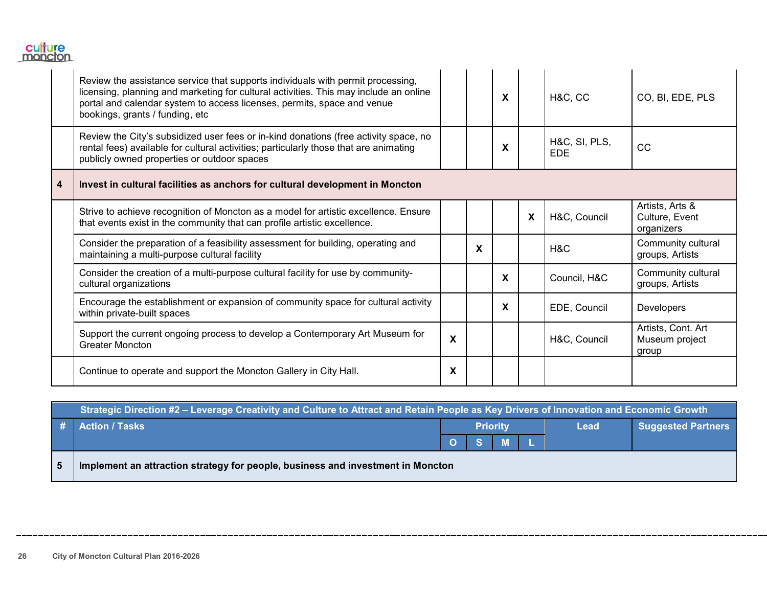| # | Action / Tasks | O | S | M | L | Lead | Suggested Partners |
|---|---|---|---|---|---|---|---|
| | Review the assistance service that supports individuals with permit processing, licensing, planning and marketing for cultural activities. This may include an online portal and calendar system to access licenses, permits, space and venue bookings, grants / funding, etc | | | X | | H&C, CC | CO, BI, EDE, PLS |
| | Review the City's subsidized user fees or in-kind donations (free activity space, no rental fees) available for cultural activities; particularly those that are animating publicly owned properties or outdoor spaces | | | X | | H&C, SI, PLS, EDE | CC |
| **4** | **Invest in cultural facilities as anchors for cultural development in Moncton** | | | | | | |
| | Strive to achieve recognition of Moncton as a model for artistic excellence. Ensure that events exist in the community that can profile artistic excellence. | | | | X | H&C, Council | Artists, Arts & Culture, Event organizers |
| | Consider the preparation of a feasibility assessment for building, operating and maintaining a multi-purpose cultural facility | | X | | | H&C | Community cultural groups, Artists |
| | Consider the creation of a multi-purpose cultural facility for use by community-cultural organizations | | | X | | Council, H&C | Community cultural groups, Artists |
| | Encourage the establishment or expansion of community space for cultural activity within private-built spaces | | | X | | EDE, Council | Developers |
| | Support the current ongoing process to develop a Contemporary Art Museum for Greater Moncton | X | | | | H&C, Council | Artists, Cont. Art Museum project group |
| | Continue to operate and support the Moncton Gallery in City Hall. | X | | | | | |

**Strategic Direction #2 – Leverage Creativity and Culture to Attract and Retain People as Key Drivers of Innovation and Economic Growth**

| # | Action / Tasks | Priority | | | | Lead | Suggested Partners |
|---|---|---|---|---|---|---|---|
| | | O | S | M | L | | |
| **5** | **Implement an attraction strategy for people, business and investment in Moncton** | | | | | | |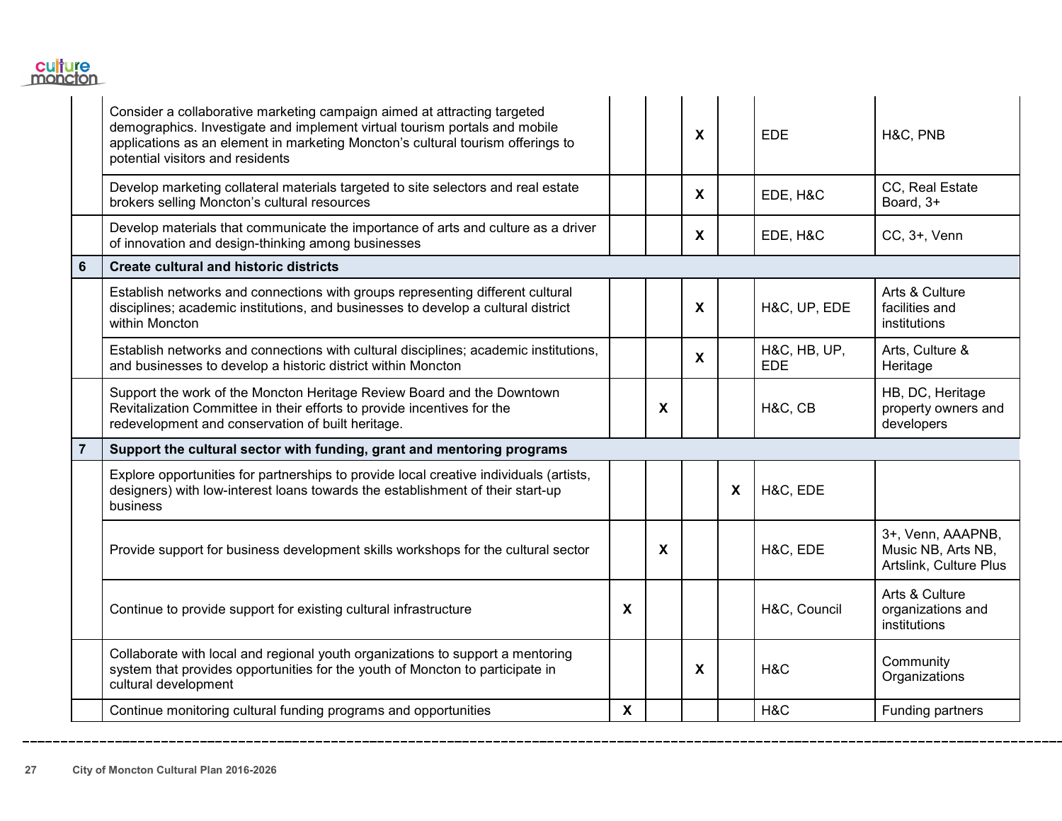| | | | | | | | |
|---|---|---|---|---|---|---|---|
| | Consider a collaborative marketing campaign aimed at attracting targeted demographics. Investigate and implement virtual tourism portals and mobile applications as an element in marketing Moncton's cultural tourism offerings to potential visitors and residents | | | X | | EDE | H&C, PNB |
| | Develop marketing collateral materials targeted to site selectors and real estate brokers selling Moncton's cultural resources | | | X | | EDE, H&C | CC, Real Estate Board, 3+ |
| | Develop materials that communicate the importance of arts and culture as a driver of innovation and design-thinking among businesses | | | X | | EDE, H&C | CC, 3+, Venn |
| **6** | **Create cultural and historic districts** | | | | | | |
| | Establish networks and connections with groups representing different cultural disciplines; academic institutions, and businesses to develop a cultural district within Moncton | | | X | | H&C, UP, EDE | Arts & Culture facilities and institutions |
| | Establish networks and connections with cultural disciplines; academic institutions, and businesses to develop a historic district within Moncton | | | X | | H&C, HB, UP, EDE | Arts, Culture & Heritage |
| | Support the work of the Moncton Heritage Review Board and the Downtown Revitalization Committee in their efforts to provide incentives for the redevelopment and conservation of built heritage. | | X | | | H&C, CB | HB, DC, Heritage property owners and developers |
| **7** | **Support the cultural sector with funding, grant and mentoring programs** | | | | | | |
| | Explore opportunities for partnerships to provide local creative individuals (artists, designers) with low-interest loans towards the establishment of their start-up business | | | | X | H&C, EDE | |
| | Provide support for business development skills workshops for the cultural sector | | X | | | H&C, EDE | 3+, Venn, AAAPNB, Music NB, Arts NB, Artslink, Culture Plus |
| | Continue to provide support for existing cultural infrastructure | X | | | | H&C, Council | Arts & Culture organizations and institutions |
| | Collaborate with local and regional youth organizations to support a mentoring system that provides opportunities for the youth of Moncton to participate in cultural development | | | X | | H&C | Community Organizations |
| | Continue monitoring cultural funding programs and opportunities | X | | | | H&C | Funding partners |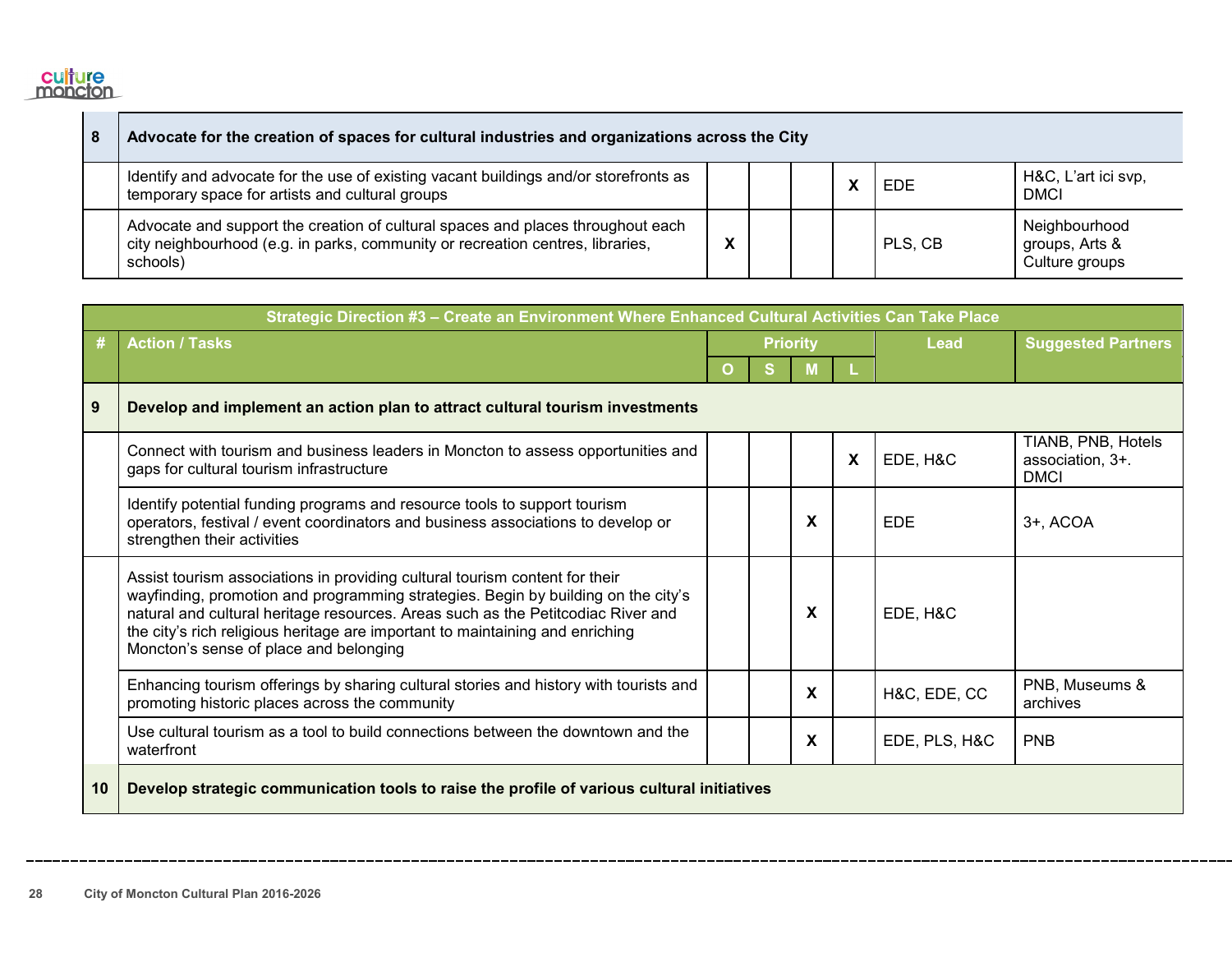| # | Action / Tasks | O | S | M | L | Lead | Suggested Partners |
|---|---|---|---|---|---|---|---|
| 8 | **Advocate for the creation of spaces for cultural industries and organizations across the City** | | | | | | |
| | Identify and advocate for the use of existing vacant buildings and/or storefronts as temporary space for artists and cultural groups | | | | X | EDE | H&C, L'art ici svp, DMCI |
| | Advocate and support the creation of cultural spaces and places throughout each city neighbourhood (e.g. in parks, community or recreation centres, libraries, schools) | X | | | | PLS, CB | Neighbourhood groups, Arts & Culture groups |

| Strategic Direction #3 – Create an Environment Where Enhanced Cultural Activities Can Take Place | | | | | | | |
|---|---|---|---|---|---|---|---|
| **#** | **Action / Tasks** | **Priority** | | | | **Lead** | **Suggested Partners** |
| | | **O** | **S** | **M** | **L** | | |
| 9 | **Develop and implement an action plan to attract cultural tourism investments** | | | | | | |
| | Connect with tourism and business leaders in Moncton to assess opportunities and gaps for cultural tourism infrastructure | | | | X | EDE, H&C | TIANB, PNB, Hotels association, 3+. DMCI |
| | Identify potential funding programs and resource tools to support tourism operators, festival / event coordinators and business associations to develop or strengthen their activities | | | X | | EDE | 3+, ACOA |
| | Assist tourism associations in providing cultural tourism content for their wayfinding, promotion and programming strategies. Begin by building on the city's natural and cultural heritage resources. Areas such as the Petitcodiac River and the city's rich religious heritage are important to maintaining and enriching Moncton's sense of place and belonging | | | X | | EDE, H&C | |
| | Enhancing tourism offerings by sharing cultural stories and history with tourists and promoting historic places across the community | | | X | | H&C, EDE, CC | PNB, Museums & archives |
| | Use cultural tourism as a tool to build connections between the downtown and the waterfront | | | X | | EDE, PLS, H&C | PNB |
| 10 | **Develop strategic communication tools to raise the profile of various cultural initiatives** | | | | | | |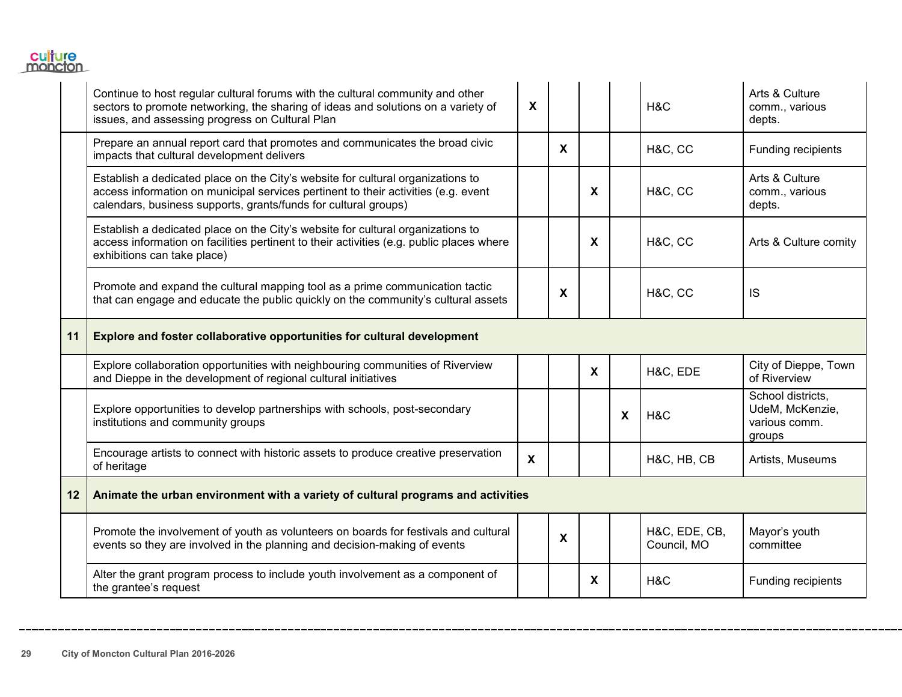| | | | | | | | |
|---|---|---|---|---|---|---|---|
| | Continue to host regular cultural forums with the cultural community and other sectors to promote networking, the sharing of ideas and solutions on a variety of issues, and assessing progress on Cultural Plan | X | | | | H&C | Arts & Culture comm., various depts. |
| | Prepare an annual report card that promotes and communicates the broad civic impacts that cultural development delivers | | X | | | H&C, CC | Funding recipients |
| | Establish a dedicated place on the City's website for cultural organizations to access information on municipal services pertinent to their activities (e.g. event calendars, business supports, grants/funds for cultural groups) | | | X | | H&C, CC | Arts & Culture comm., various depts. |
| | Establish a dedicated place on the City's website for cultural organizations to access information on facilities pertinent to their activities (e.g. public places where exhibitions can take place) | | | X | | H&C, CC | Arts & Culture comity |
| | Promote and expand the cultural mapping tool as a prime communication tactic that can engage and educate the public quickly on the community's cultural assets | | X | | | H&C, CC | IS |
| **11** | **Explore and foster collaborative opportunities for cultural development** | | | | | | |
| | Explore collaboration opportunities with neighbouring communities of Riverview and Dieppe in the development of regional cultural initiatives | | | X | | H&C, EDE | City of Dieppe, Town of Riverview |
| | Explore opportunities to develop partnerships with schools, post-secondary institutions and community groups | | | | X | H&C | School districts, UdeM, McKenzie, various comm. groups |
| | Encourage artists to connect with historic assets to produce creative preservation of heritage | X | | | | H&C, HB, CB | Artists, Museums |
| **12** | **Animate the urban environment with a variety of cultural programs and activities** | | | | | | |
| | Promote the involvement of youth as volunteers on boards for festivals and cultural events so they are involved in the planning and decision-making of events | | X | | | H&C, EDE, CB, Council, MO | Mayor's youth committee |
| | Alter the grant program process to include youth involvement as a component of the grantee's request | | | X | | H&C | Funding recipients |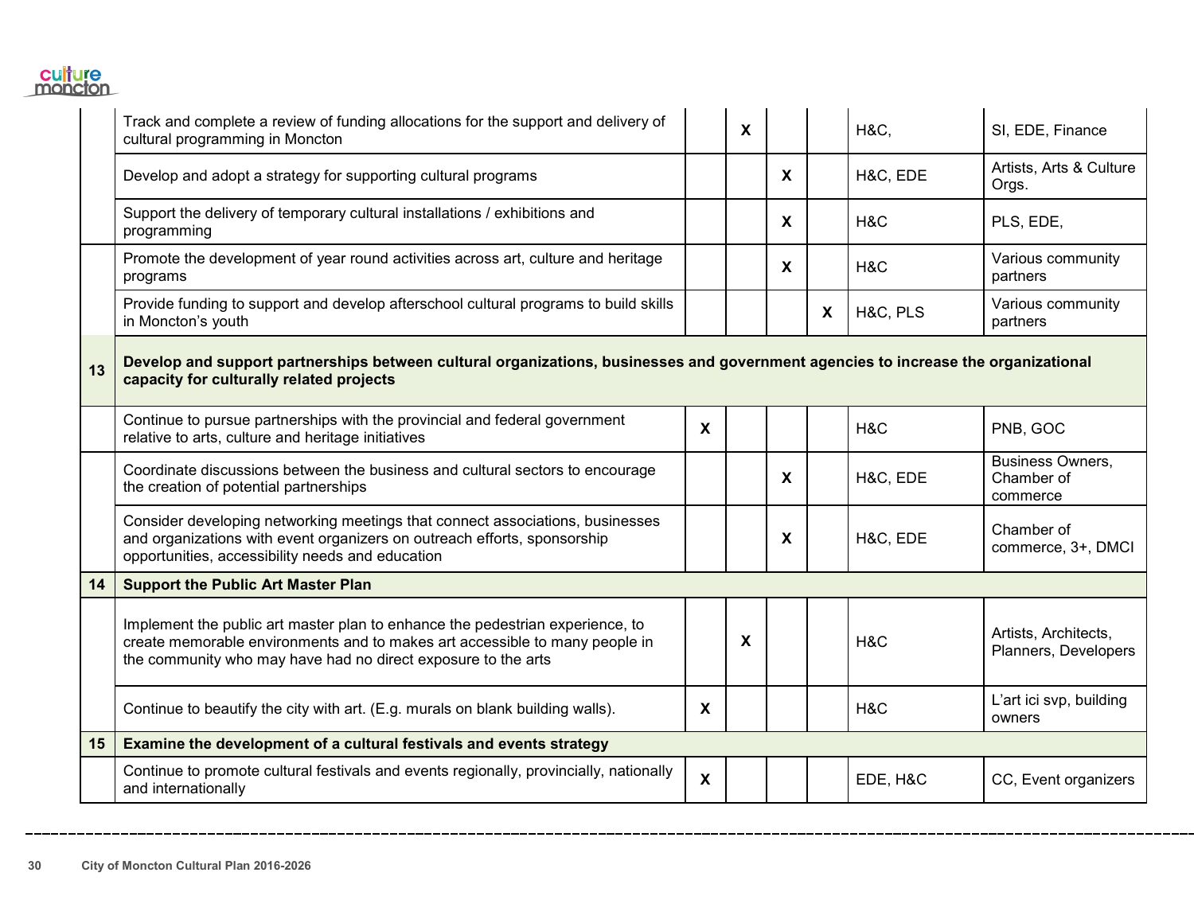| | | | | | | | |
|---|---|---|---|---|---|---|---|
| | Track and complete a review of funding allocations for the support and delivery of cultural programming in Moncton | | X | | | H&C, | SI, EDE, Finance |
| | Develop and adopt a strategy for supporting cultural programs | | | X | | H&C, EDE | Artists, Arts & Culture Orgs. |
| | Support the delivery of temporary cultural installations / exhibitions and programming | | | X | | H&C | PLS, EDE, |
| | Promote the development of year round activities across art, culture and heritage programs | | | X | | H&C | Various community partners |
| | Provide funding to support and develop afterschool cultural programs to build skills in Moncton's youth | | | | X | H&C, PLS | Various community partners |
| **13** | **Develop and support partnerships between cultural organizations, businesses and government agencies to increase the organizational capacity for culturally related projects** | | | | | | |
| | Continue to pursue partnerships with the provincial and federal government relative to arts, culture and heritage initiatives | X | | | | H&C | PNB, GOC |
| | Coordinate discussions between the business and cultural sectors to encourage the creation of potential partnerships | | | X | | H&C, EDE | Business Owners, Chamber of commerce |
| | Consider developing networking meetings that connect associations, businesses and organizations with event organizers on outreach efforts, sponsorship opportunities, accessibility needs and education | | | X | | H&C, EDE | Chamber of commerce, 3+, DMCI |
| **14** | **Support the Public Art Master Plan** | | | | | | |
| | Implement the public art master plan to enhance the pedestrian experience, to create memorable environments and to makes art accessible to many people in the community who may have had no direct exposure to the arts | | X | | | H&C | Artists, Architects, Planners, Developers |
| | Continue to beautify the city with art. (E.g. murals on blank building walls). | X | | | | H&C | L'art ici svp, building owners |
| **15** | **Examine the development of a cultural festivals and events strategy** | | | | | | |
| | Continue to promote cultural festivals and events regionally, provincially, nationally and internationally | X | | | | EDE, H&C | CC, Event organizers |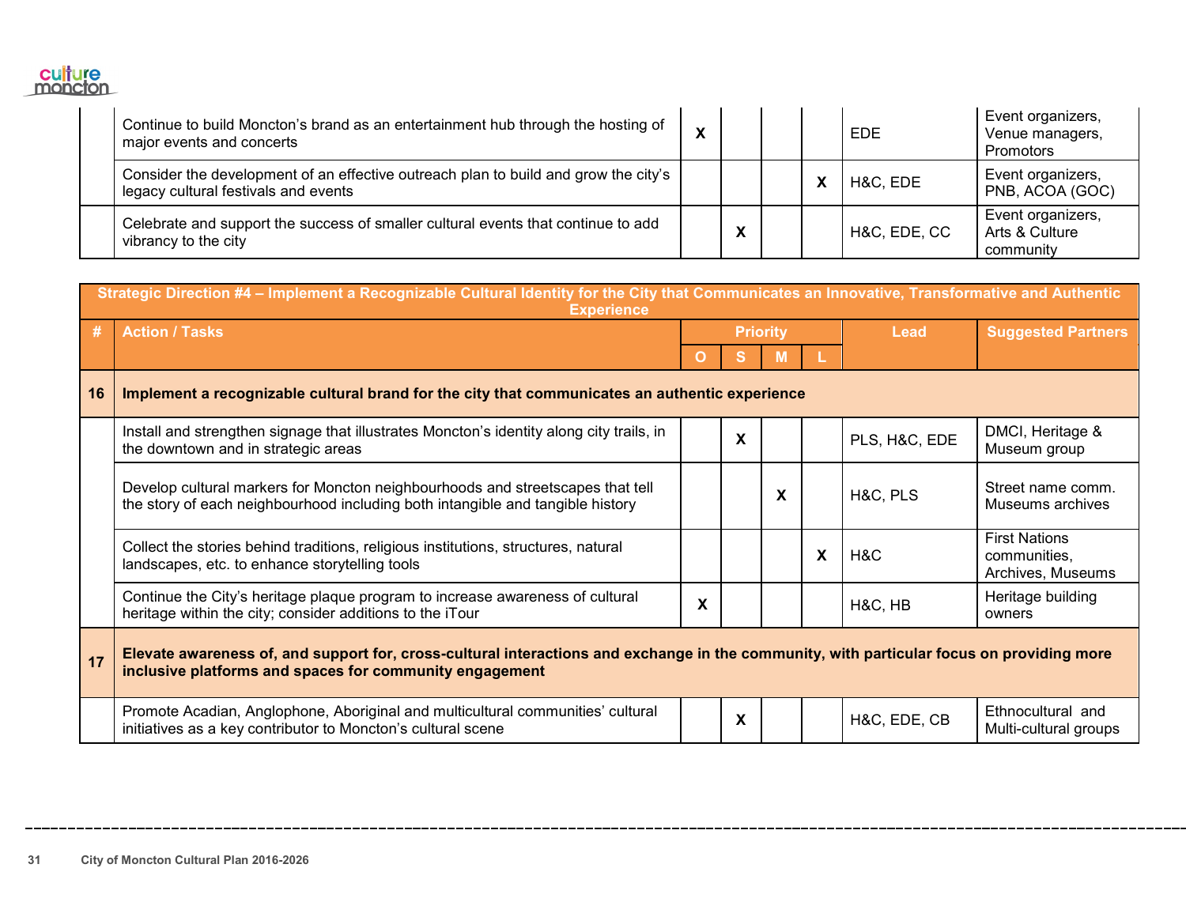| # | Action / Tasks | O | S | M | L | Lead | Suggested Partners |
|---|---|---|---|---|---|---|---|
| | Continue to build Moncton's brand as an entertainment hub through the hosting of major events and concerts | X | | | | EDE | Event organizers, Venue managers, Promotors |
| | Consider the development of an effective outreach plan to build and grow the city's legacy cultural festivals and events | | | | X | H&C, EDE | Event organizers, PNB, ACOA (GOC) |
| | Celebrate and support the success of smaller cultural events that continue to add vibrancy to the city | | X | | | H&C, EDE, CC | Event organizers, Arts & Culture community |

| Strategic Direction #4 – Implement a Recognizable Cultural Identity for the City that Communicates an Innovative, Transformative and Authentic Experience | | | | | | | |
|---|---|---|---|---|---|---|---|
| # | Action / Tasks | Priority | | | | Lead | Suggested Partners |
| | | O | S | M | L | | |
| **16** | **Implement a recognizable cultural brand for the city that communicates an authentic experience** | | | | | | |
| | Install and strengthen signage that illustrates Moncton's identity along city trails, in the downtown and in strategic areas | | X | | | PLS, H&C, EDE | DMCI, Heritage & Museum group |
| | Develop cultural markers for Moncton neighbourhoods and streetscapes that tell the story of each neighbourhood including both intangible and tangible history | | | X | | H&C, PLS | Street name comm. Museums archives |
| | Collect the stories behind traditions, religious institutions, structures, natural landscapes, etc. to enhance storytelling tools | | | | X | H&C | First Nations communities, Archives, Museums |
| | Continue the City's heritage plaque program to increase awareness of cultural heritage within the city; consider additions to the iTour | X | | | | H&C, HB | Heritage building owners |
| **17** | **Elevate awareness of, and support for, cross-cultural interactions and exchange in the community, with particular focus on providing more inclusive platforms and spaces for community engagement** | | | | | | |
| | Promote Acadian, Anglophone, Aboriginal and multicultural communities' cultural initiatives as a key contributor to Moncton's cultural scene | | X | | | H&C, EDE, CB | Ethnocultural and Multi-cultural groups |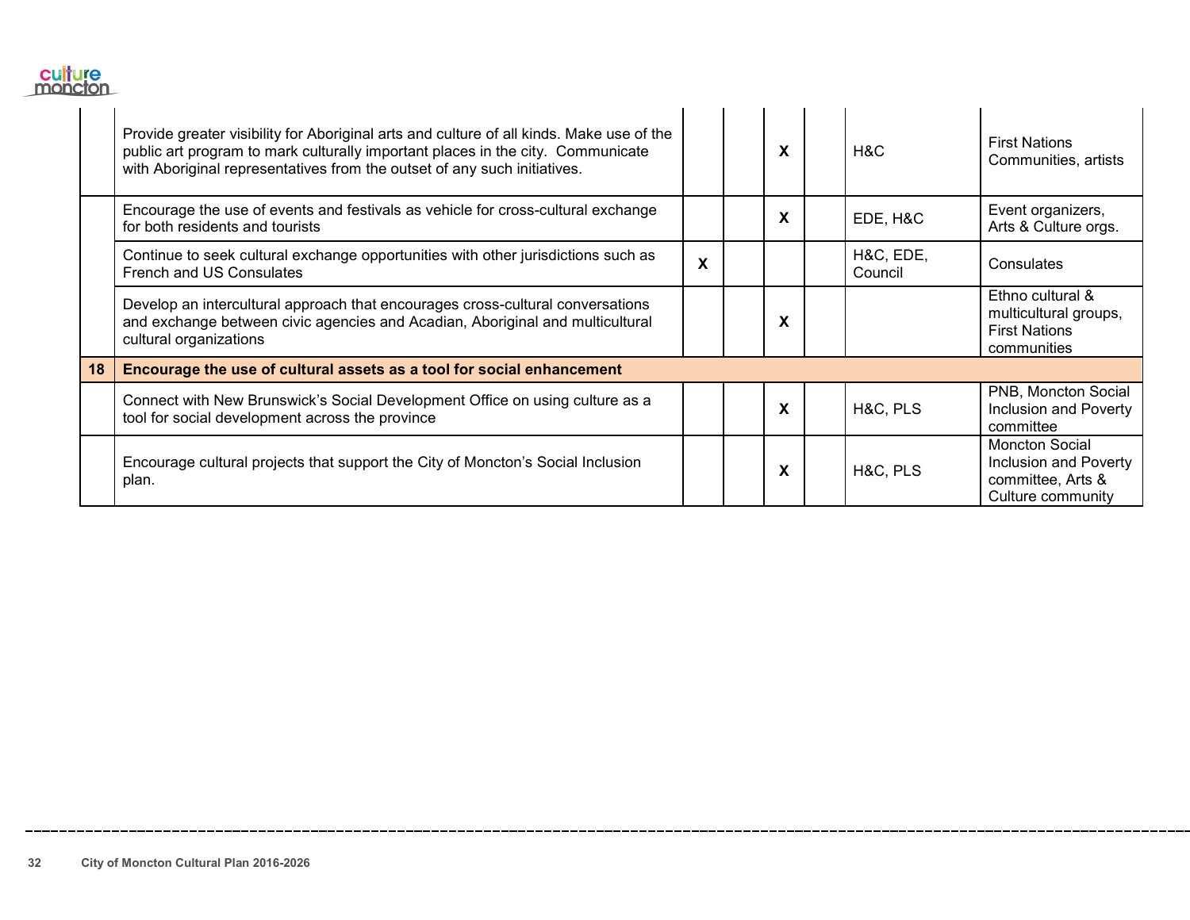| | | | | | | | |
|---|---|---|---|---|---|---|---|
| | Provide greater visibility for Aboriginal arts and culture of all kinds. Make use of the public art program to mark culturally important places in the city. Communicate with Aboriginal representatives from the outset of any such initiatives. | | | X | | H&C | First Nations Communities, artists |
| | Encourage the use of events and festivals as vehicle for cross-cultural exchange for both residents and tourists | | | X | | EDE, H&C | Event organizers, Arts & Culture orgs. |
| | Continue to seek cultural exchange opportunities with other jurisdictions such as French and US Consulates | X | | | | H&C, EDE, Council | Consulates |
| | Develop an intercultural approach that encourages cross-cultural conversations and exchange between civic agencies and Acadian, Aboriginal and multicultural cultural organizations | | | X | | | Ethno cultural & multicultural groups, First Nations communities |
| **18** | **Encourage the use of cultural assets as a tool for social enhancement** | | | | | | |
| | Connect with New Brunswick's Social Development Office on using culture as a tool for social development across the province | | | X | | H&C, PLS | PNB, Moncton Social Inclusion and Poverty committee |
| | Encourage cultural projects that support the City of Moncton's Social Inclusion plan. | | | X | | H&C, PLS | Moncton Social Inclusion and Poverty committee, Arts & Culture community |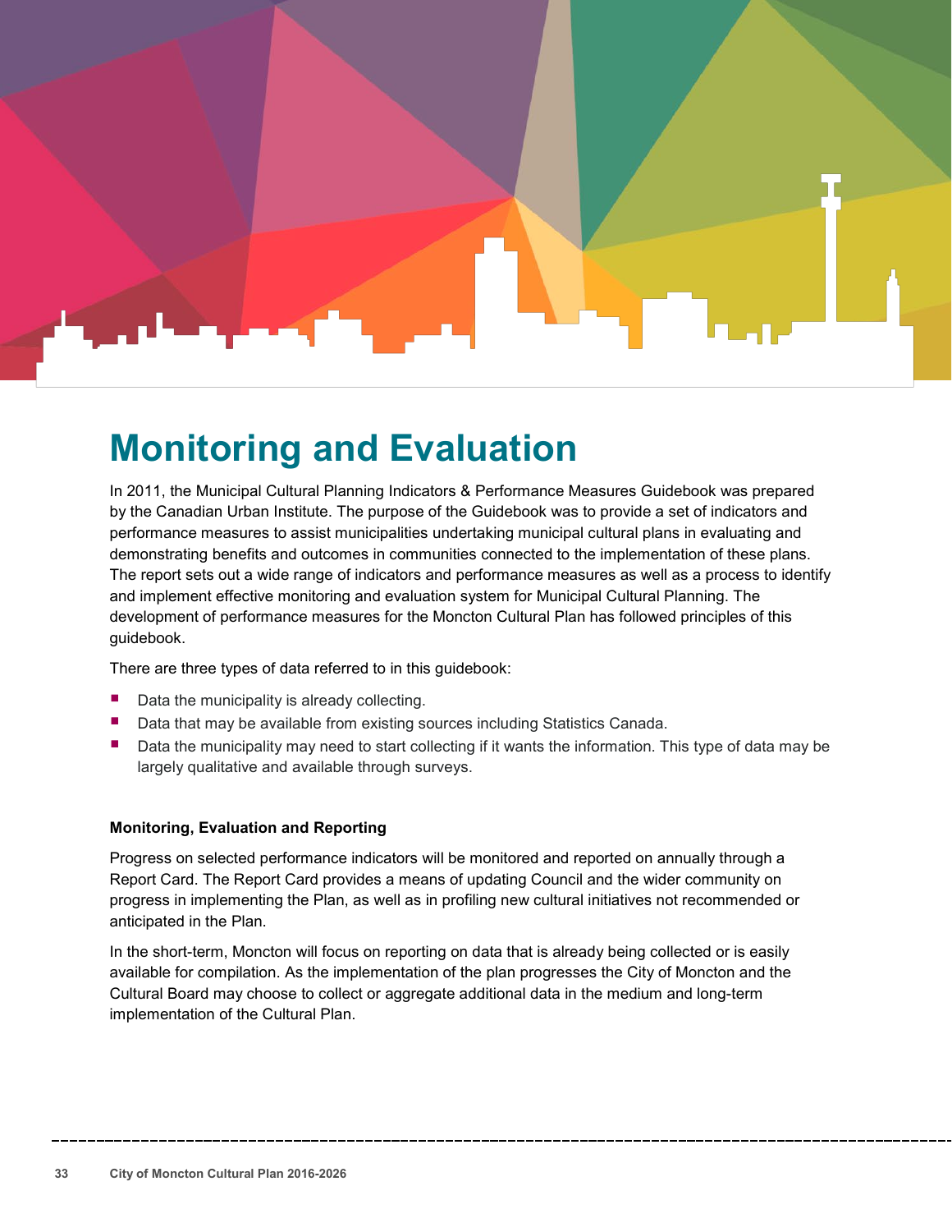# Monitoring and Evaluation

In 2011, the Municipal Cultural Planning Indicators & Performance Measures Guidebook was prepared by the Canadian Urban Institute. The purpose of the Guidebook was to provide a set of indicators and performance measures to assist municipalities undertaking municipal cultural plans in evaluating and demonstrating benefits and outcomes in communities connected to the implementation of these plans. The report sets out a wide range of indicators and performance measures as well as a process to identify and implement effective monitoring and evaluation system for Municipal Cultural Planning. The development of performance measures for the Moncton Cultural Plan has followed principles of this guidebook.

There are three types of data referred to in this guidebook:

- Data the municipality is already collecting.
- Data that may be available from existing sources including Statistics Canada.
- Data the municipality may need to start collecting if it wants the information. This type of data may be largely qualitative and available through surveys.

**Monitoring, Evaluation and Reporting**

Progress on selected performance indicators will be monitored and reported on annually through a Report Card. The Report Card provides a means of updating Council and the wider community on progress in implementing the Plan, as well as in profiling new cultural initiatives not recommended or anticipated in the Plan.

In the short-term, Moncton will focus on reporting on data that is already being collected or is easily available for compilation. As the implementation of the plan progresses the City of Moncton and the Cultural Board may choose to collect or aggregate additional data in the medium and long-term implementation of the Cultural Plan.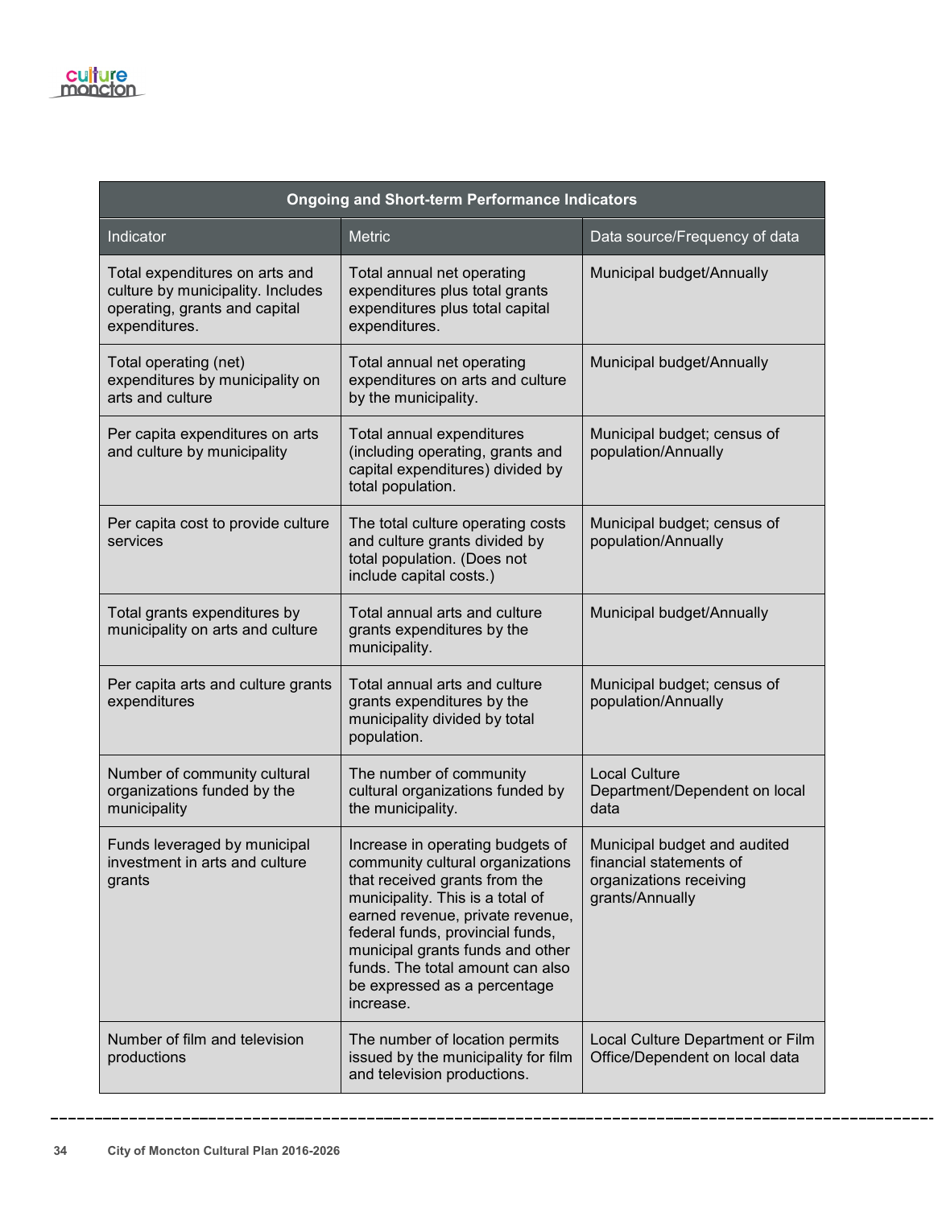| Ongoing and Short-term Performance Indicators | | |
|---|---|---|
| Indicator | Metric | Data source/Frequency of data |
| Total expenditures on arts and culture by municipality. Includes operating, grants and capital expenditures. | Total annual net operating expenditures plus total grants expenditures plus total capital expenditures. | Municipal budget/Annually |
| Total operating (net) expenditures by municipality on arts and culture | Total annual net operating expenditures on arts and culture by the municipality. | Municipal budget/Annually |
| Per capita expenditures on arts and culture by municipality | Total annual expenditures (including operating, grants and capital expenditures) divided by total population. | Municipal budget; census of population/Annually |
| Per capita cost to provide culture services | The total culture operating costs and culture grants divided by total population. (Does not include capital costs.) | Municipal budget; census of population/Annually |
| Total grants expenditures by municipality on arts and culture | Total annual arts and culture grants expenditures by the municipality. | Municipal budget/Annually |
| Per capita arts and culture grants expenditures | Total annual arts and culture grants expenditures by the municipality divided by total population. | Municipal budget; census of population/Annually |
| Number of community cultural organizations funded by the municipality | The number of community cultural organizations funded by the municipality. | Local Culture Department/Dependent on local data |
| Funds leveraged by municipal investment in arts and culture grants | Increase in operating budgets of community cultural organizations that received grants from the municipality. This is a total of earned revenue, private revenue, federal funds, provincial funds, municipal grants funds and other funds. The total amount can also be expressed as a percentage increase. | Municipal budget and audited financial statements of organizations receiving grants/Annually |
| Number of film and television productions | The number of location permits issued by the municipality for film and television productions. | Local Culture Department or Film Office/Dependent on local data |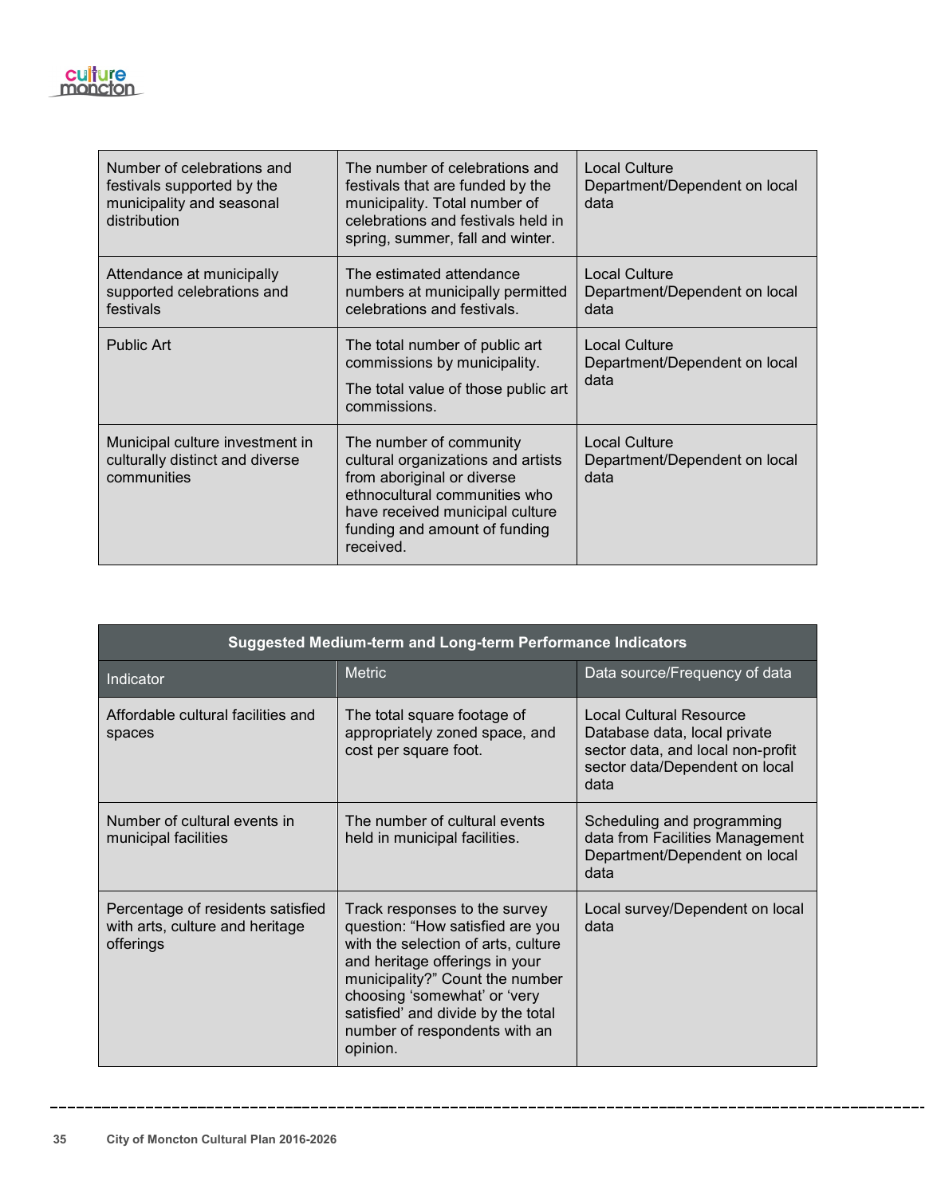| Number of celebrations and festivals supported by the municipality and seasonal distribution | The number of celebrations and festivals that are funded by the municipality. Total number of celebrations and festivals held in spring, summer, fall and winter. | Local Culture Department/Dependent on local data |
|---|---|---|
| Attendance at municipally supported celebrations and festivals | The estimated attendance numbers at municipally permitted celebrations and festivals. | Local Culture Department/Dependent on local data |
| Public Art | The total number of public art commissions by municipality.<br><br>The total value of those public art commissions. | Local Culture Department/Dependent on local data |
| Municipal culture investment in culturally distinct and diverse communities | The number of community cultural organizations and artists from aboriginal or diverse ethnocultural communities who have received municipal culture funding and amount of funding received. | Local Culture Department/Dependent on local data |

| **Suggested Medium-term and Long-term Performance Indicators** | | |
|---|---|---|
| Indicator | Metric | Data source/Frequency of data |
| Affordable cultural facilities and spaces | The total square footage of appropriately zoned space, and cost per square foot. | Local Cultural Resource Database data, local private sector data, and local non-profit sector data/Dependent on local data |
| Number of cultural events in municipal facilities | The number of cultural events held in municipal facilities. | Scheduling and programming data from Facilities Management Department/Dependent on local data |
| Percentage of residents satisfied with arts, culture and heritage offerings | Track responses to the survey question: "How satisfied are you with the selection of arts, culture and heritage offerings in your municipality?" Count the number choosing 'somewhat' or 'very satisfied' and divide by the total number of respondents with an opinion. | Local survey/Dependent on local data |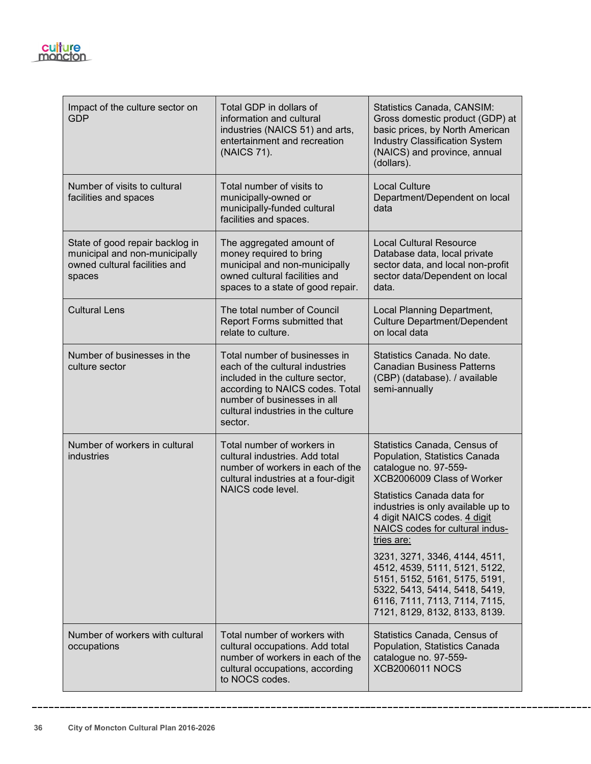| Impact of the culture sector on GDP | Total GDP in dollars of information and cultural industries (NAICS 51) and arts, entertainment and recreation (NAICS 71). | Statistics Canada, CANSIM: Gross domestic product (GDP) at basic prices, by North American Industry Classification System (NAICS) and province, annual (dollars). |
|---|---|---|
| Number of visits to cultural facilities and spaces | Total number of visits to municipally-owned or municipally-funded cultural facilities and spaces. | Local Culture Department/Dependent on local data |
| State of good repair backlog in municipal and non-municipally owned cultural facilities and spaces | The aggregated amount of money required to bring municipal and non-municipally owned cultural facilities and spaces to a state of good repair. | Local Cultural Resource Database data, local private sector data, and local non-profit sector data/Dependent on local data. |
| Cultural Lens | The total number of Council Report Forms submitted that relate to culture. | Local Planning Department, Culture Department/Dependent on local data |
| Number of businesses in the culture sector | Total number of businesses in each of the cultural industries included in the culture sector, according to NAICS codes. Total number of businesses in all cultural industries in the culture sector. | Statistics Canada. No date. Canadian Business Patterns (CBP) (database). / available semi-annually |
| Number of workers in cultural industries | Total number of workers in cultural industries. Add total number of workers in each of the cultural industries at a four-digit NAICS code level. | Statistics Canada, Census of Population, Statistics Canada catalogue no. 97-559-XCB2006009 Class of Worker<br><br>Statistics Canada data for industries is only available up to 4 digit NAICS codes. 4 digit NAICS codes for cultural industries are:<br><br>3231, 3271, 3346, 4144, 4511, 4512, 4539, 5111, 5121, 5122, 5151, 5152, 5161, 5175, 5191, 5322, 5413, 5414, 5418, 5419, 6116, 7111, 7113, 7114, 7115, 7121, 8129, 8132, 8133, 8139. |
| Number of workers with cultural occupations | Total number of workers with cultural occupations. Add total number of workers in each of the cultural occupations, according to NOCS codes. | Statistics Canada, Census of Population, Statistics Canada catalogue no. 97-559-XCB2006011 NOCS |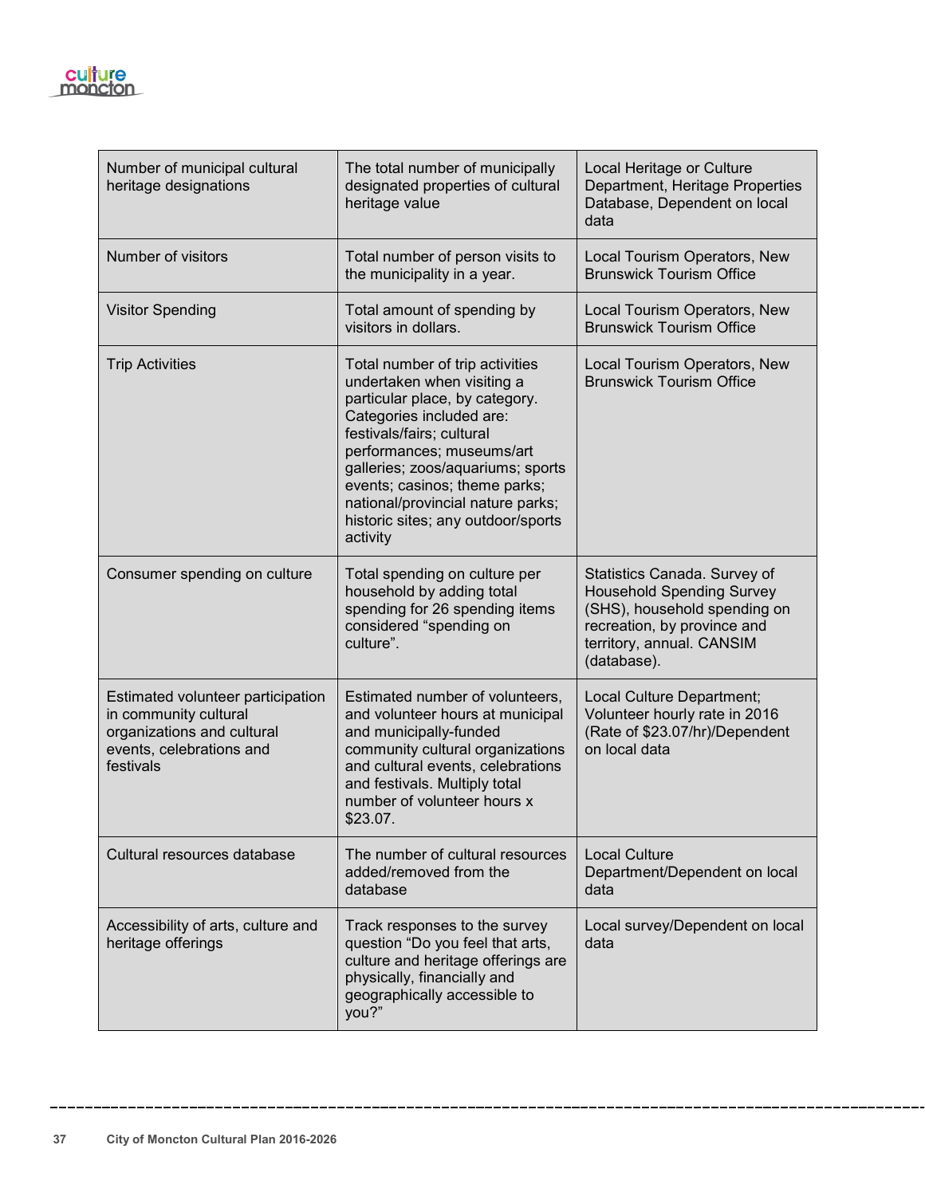| | | |
|---|---|---|
| Number of municipal cultural heritage designations | The total number of municipally designated properties of cultural heritage value | Local Heritage or Culture Department, Heritage Properties Database, Dependent on local data |
| Number of visitors | Total number of person visits to the municipality in a year. | Local Tourism Operators, New Brunswick Tourism Office |
| Visitor Spending | Total amount of spending by visitors in dollars. | Local Tourism Operators, New Brunswick Tourism Office |
| Trip Activities | Total number of trip activities undertaken when visiting a particular place, by category. Categories included are: festivals/fairs; cultural performances; museums/art galleries; zoos/aquariums; sports events; casinos; theme parks; national/provincial nature parks; historic sites; any outdoor/sports activity | Local Tourism Operators, New Brunswick Tourism Office |
| Consumer spending on culture | Total spending on culture per household by adding total spending for 26 spending items considered "spending on culture". | Statistics Canada. Survey of Household Spending Survey (SHS), household spending on recreation, by province and territory, annual. CANSIM (database). |
| Estimated volunteer participation in community cultural organizations and cultural events, celebrations and festivals | Estimated number of volunteers, and volunteer hours at municipal and municipally-funded community cultural organizations and cultural events, celebrations and festivals. Multiply total number of volunteer hours x $23.07. | Local Culture Department; Volunteer hourly rate in 2016 (Rate of $23.07/hr)/Dependent on local data |
| Cultural resources database | The number of cultural resources added/removed from the database | Local Culture Department/Dependent on local data |
| Accessibility of arts, culture and heritage offerings | Track responses to the survey question "Do you feel that arts, culture and heritage offerings are physically, financially and geographically accessible to you?" | Local survey/Dependent on local data |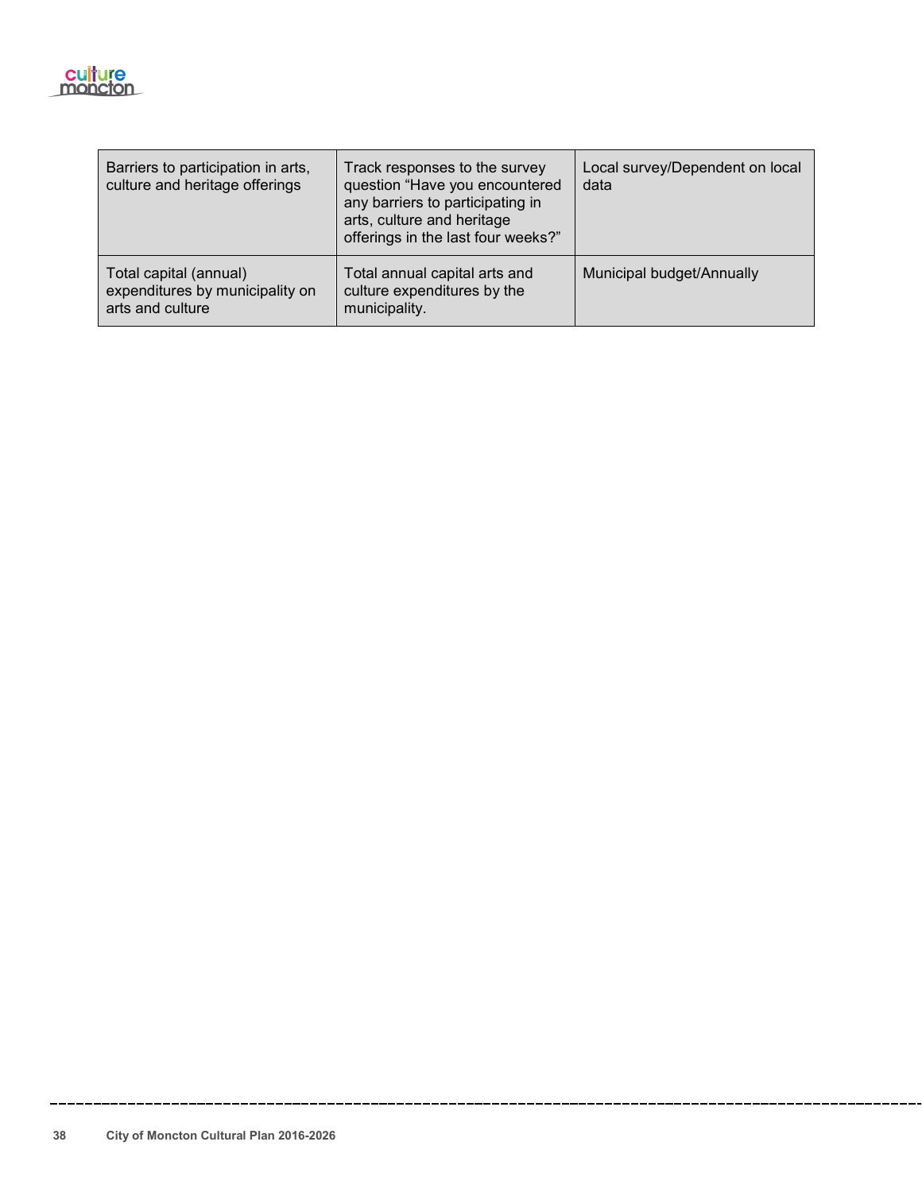| | | |
|---|---|---|
| Barriers to participation in arts, culture and heritage offerings | Track responses to the survey question "Have you encountered any barriers to participating in arts, culture and heritage offerings in the last four weeks?" | Local survey/Dependent on local data |
| Total capital (annual) expenditures by municipality on arts and culture | Total annual capital arts and culture expenditures by the municipality. | Municipal budget/Annually |